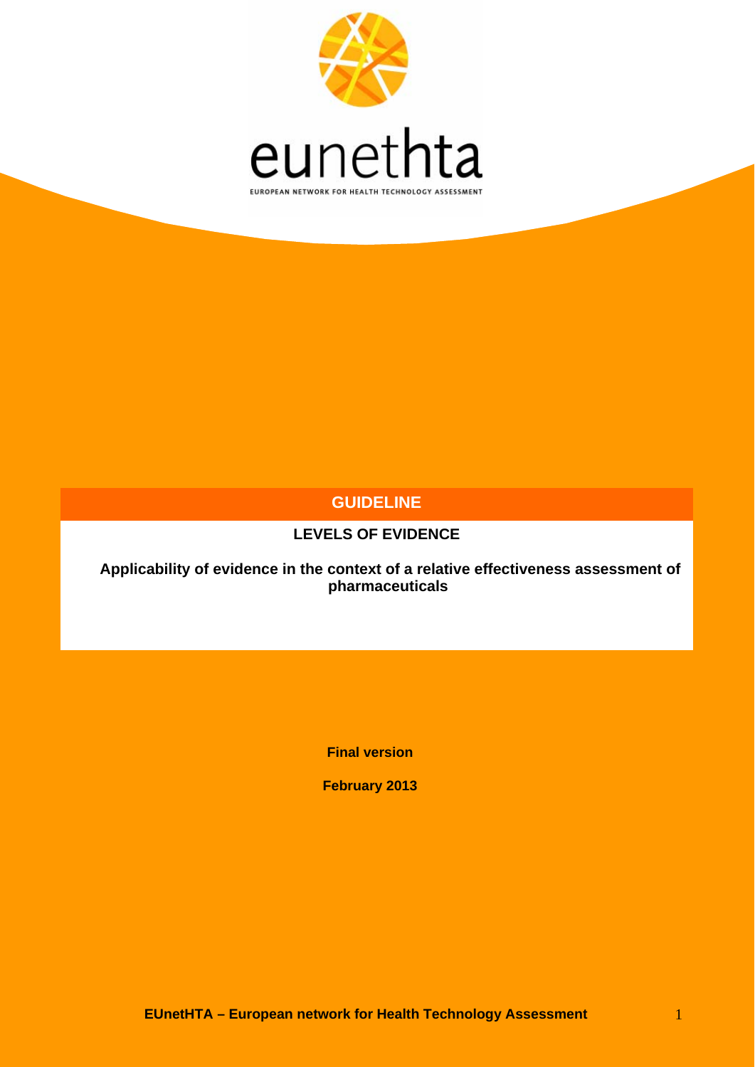eunethta

EUROPEAN NETWORK FOR HEALTH TECHNOLOGY ASSESSMENT

# GUIDELINE

## LEVELS OF EVIDENCE

**Applicability of evidence in the context of a relative effectiveness assessment of pharmaceuticals**

**Final version**

**February 2013**

**EUnetHTA – European network for Health Technology Assessment**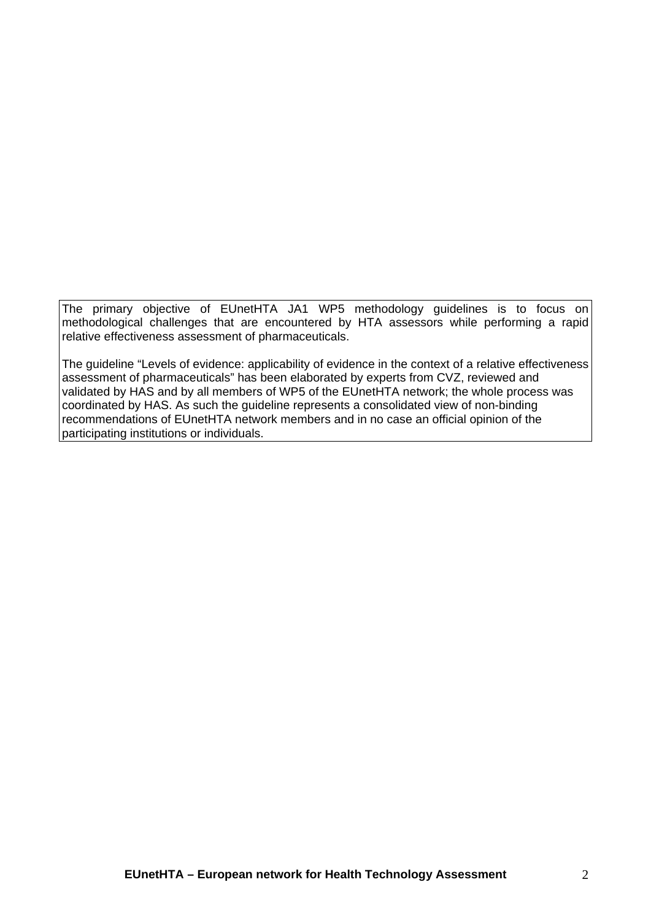The primary objective of EUnetHTA JA1 WP5 methodology guidelines is to focus on methodological challenges that are encountered by HTA assessors while performing a rapid relative effectiveness assessment of pharmaceuticals.

The guideline “Levels of evidence: applicability of evidence in the context of a relative effectiveness assessment of pharmaceuticals” has been elaborated by experts from CVZ, reviewed and validated by HAS and by all members of WP5 of the EUnetHTA network; the whole process was coordinated by HAS. As such the guideline represents a consolidated view of non-binding recommendations of EUnetHTA network members and in no case an official opinion of the participating institutions or individuals.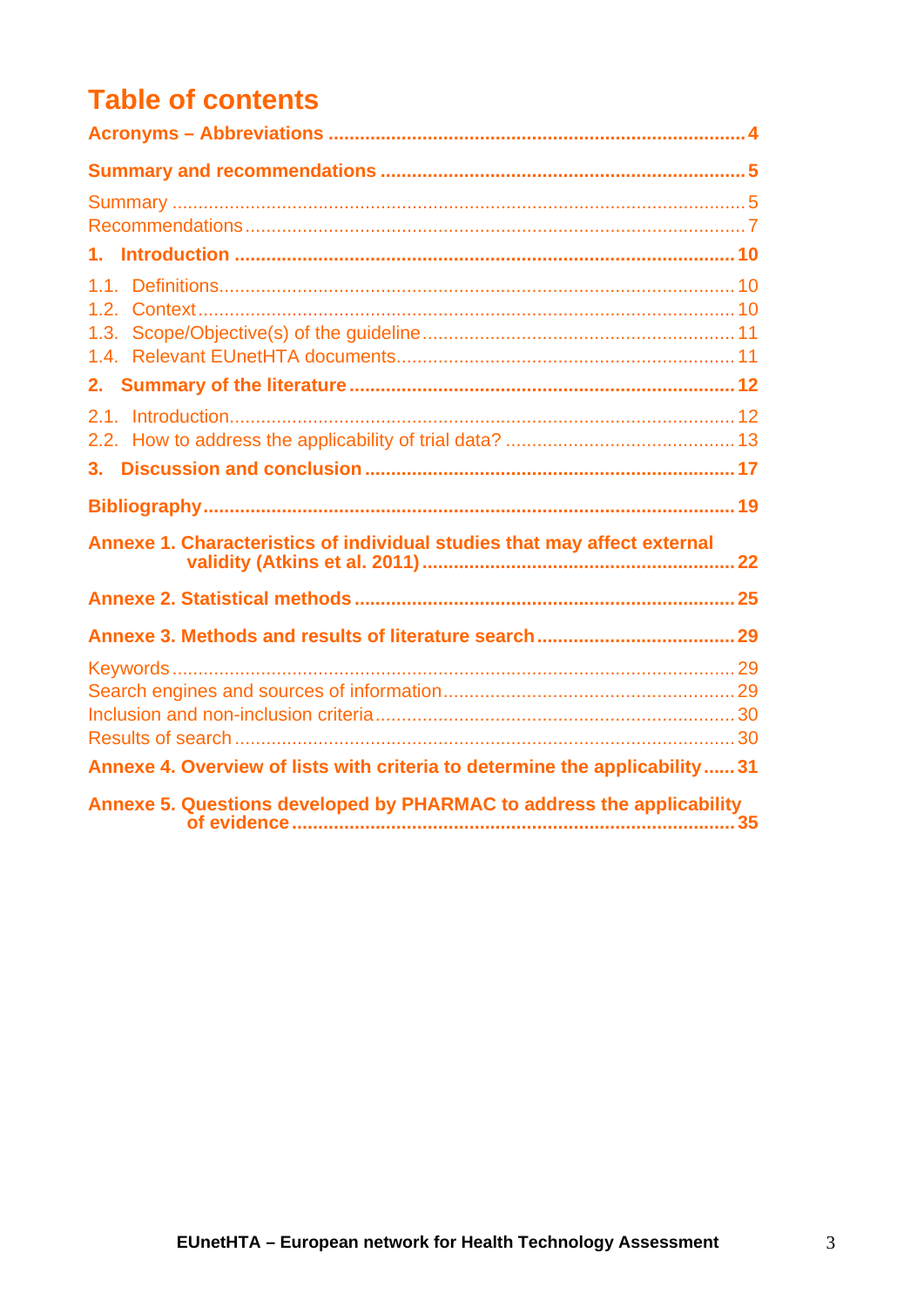# Table of contents

**Acronyms – Abbreviations** ..... 4

**Summary and recommendations** ..... 5

Summary ..... 5
Recommendations ..... 7

**1. Introduction** ..... 10

1.1. Definitions ..... 10
1.2. Context ..... 10
1.3. Scope/Objective(s) of the guideline ..... 11
1.4. Relevant EUnetHTA documents ..... 11

**2. Summary of the literature** ..... 12

2.1. Introduction ..... 12
2.2. How to address the applicability of trial data? ..... 13

**3. Discussion and conclusion** ..... 17

**Bibliography** ..... 19

**Annexe 1. Characteristics of individual studies that may affect external validity (Atkins et al. 2011)** ..... 22

**Annexe 2. Statistical methods** ..... 25

**Annexe 3. Methods and results of literature search** ..... 29

Keywords ..... 29
Search engines and sources of information ..... 29
Inclusion and non-inclusion criteria ..... 30
Results of search ..... 30

**Annexe 4. Overview of lists with criteria to determine the applicability** ..... 31

**Annexe 5. Questions developed by PHARMAC to address the applicability of evidence** ..... 35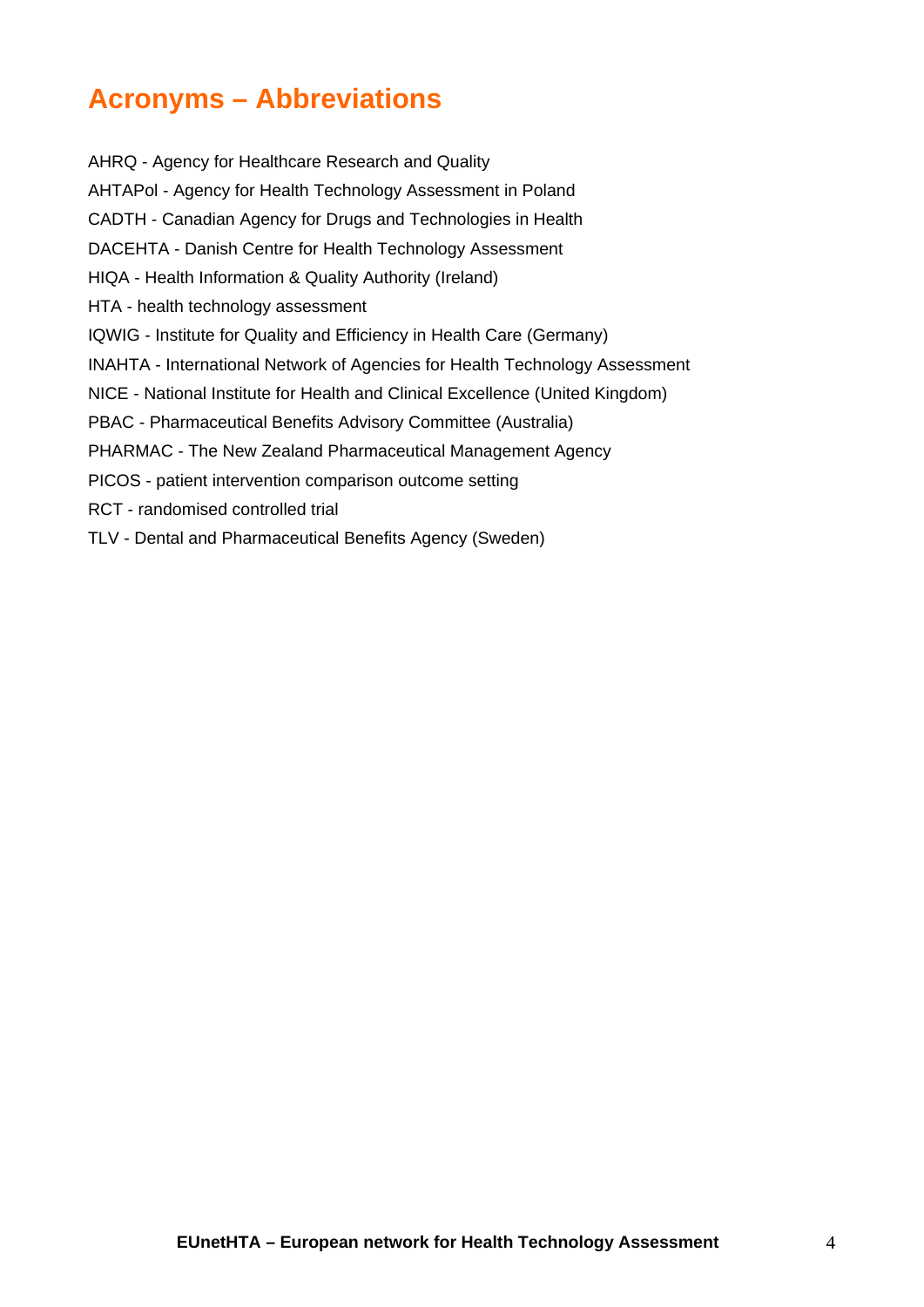# Acronyms – Abbreviations

AHRQ - Agency for Healthcare Research and Quality

AHTAPol - Agency for Health Technology Assessment in Poland

CADTH - Canadian Agency for Drugs and Technologies in Health

DACEHTA - Danish Centre for Health Technology Assessment

HIQA - Health Information & Quality Authority (Ireland)

HTA - health technology assessment

IQWIG - Institute for Quality and Efficiency in Health Care (Germany)

INAHTA - International Network of Agencies for Health Technology Assessment

NICE - National Institute for Health and Clinical Excellence (United Kingdom)

PBAC - Pharmaceutical Benefits Advisory Committee (Australia)

PHARMAC - The New Zealand Pharmaceutical Management Agency

PICOS - patient intervention comparison outcome setting

RCT - randomised controlled trial

TLV - Dental and Pharmaceutical Benefits Agency (Sweden)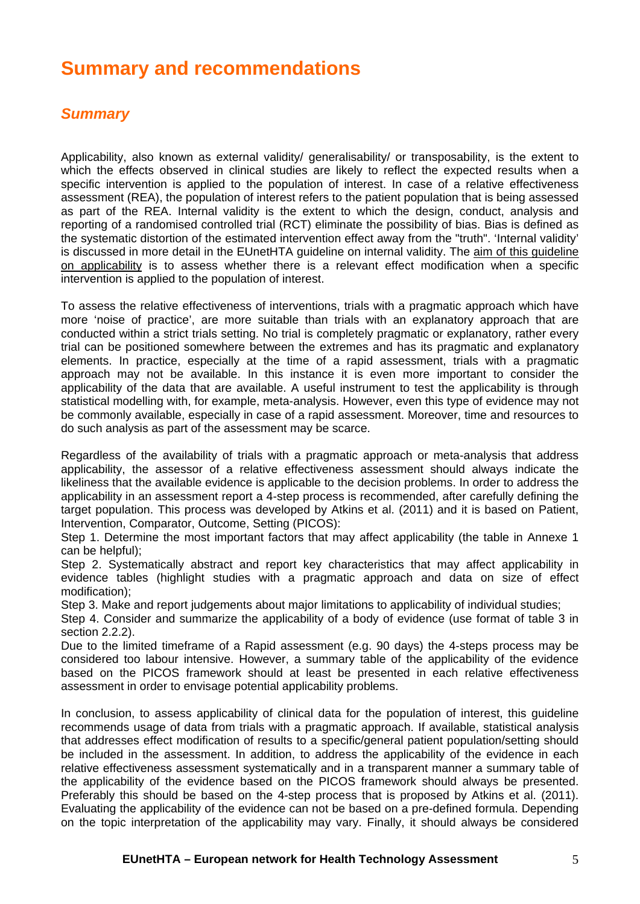# Summary and recommendations

## *Summary*

Applicability, also known as external validity/ generalisability/ or transposability, is the extent to which the effects observed in clinical studies are likely to reflect the expected results when a specific intervention is applied to the population of interest. In case of a relative effectiveness assessment (REA), the population of interest refers to the patient population that is being assessed as part of the REA. Internal validity is the extent to which the design, conduct, analysis and reporting of a randomised controlled trial (RCT) eliminate the possibility of bias. Bias is defined as the systematic distortion of the estimated intervention effect away from the "truth". 'Internal validity' is discussed in more detail in the EUnetHTA guideline on internal validity. The aim of this guideline on applicability is to assess whether there is a relevant effect modification when a specific intervention is applied to the population of interest.

To assess the relative effectiveness of interventions, trials with a pragmatic approach which have more 'noise of practice', are more suitable than trials with an explanatory approach that are conducted within a strict trials setting. No trial is completely pragmatic or explanatory, rather every trial can be positioned somewhere between the extremes and has its pragmatic and explanatory elements. In practice, especially at the time of a rapid assessment, trials with a pragmatic approach may not be available. In this instance it is even more important to consider the applicability of the data that are available. A useful instrument to test the applicability is through statistical modelling with, for example, meta-analysis. However, even this type of evidence may not be commonly available, especially in case of a rapid assessment. Moreover, time and resources to do such analysis as part of the assessment may be scarce.

Regardless of the availability of trials with a pragmatic approach or meta-analysis that address applicability, the assessor of a relative effectiveness assessment should always indicate the likeliness that the available evidence is applicable to the decision problems. In order to address the applicability in an assessment report a 4-step process is recommended, after carefully defining the target population. This process was developed by Atkins et al. (2011) and it is based on Patient, Intervention, Comparator, Outcome, Setting (PICOS):
Step 1. Determine the most important factors that may affect applicability (the table in Annexe 1 can be helpful);
Step 2. Systematically abstract and report key characteristics that may affect applicability in evidence tables (highlight studies with a pragmatic approach and data on size of effect modification);
Step 3. Make and report judgements about major limitations to applicability of individual studies;
Step 4. Consider and summarize the applicability of a body of evidence (use format of table 3 in section 2.2.2).
Due to the limited timeframe of a Rapid assessment (e.g. 90 days) the 4-steps process may be considered too labour intensive. However, a summary table of the applicability of the evidence based on the PICOS framework should at least be presented in each relative effectiveness assessment in order to envisage potential applicability problems.

In conclusion, to assess applicability of clinical data for the population of interest, this guideline recommends usage of data from trials with a pragmatic approach. If available, statistical analysis that addresses effect modification of results to a specific/general patient population/setting should be included in the assessment. In addition, to address the applicability of the evidence in each relative effectiveness assessment systematically and in a transparent manner a summary table of the applicability of the evidence based on the PICOS framework should always be presented. Preferably this should be based on the 4-step process that is proposed by Atkins et al. (2011). Evaluating the applicability of the evidence can not be based on a pre-defined formula. Depending on the topic interpretation of the applicability may vary. Finally, it should always be considered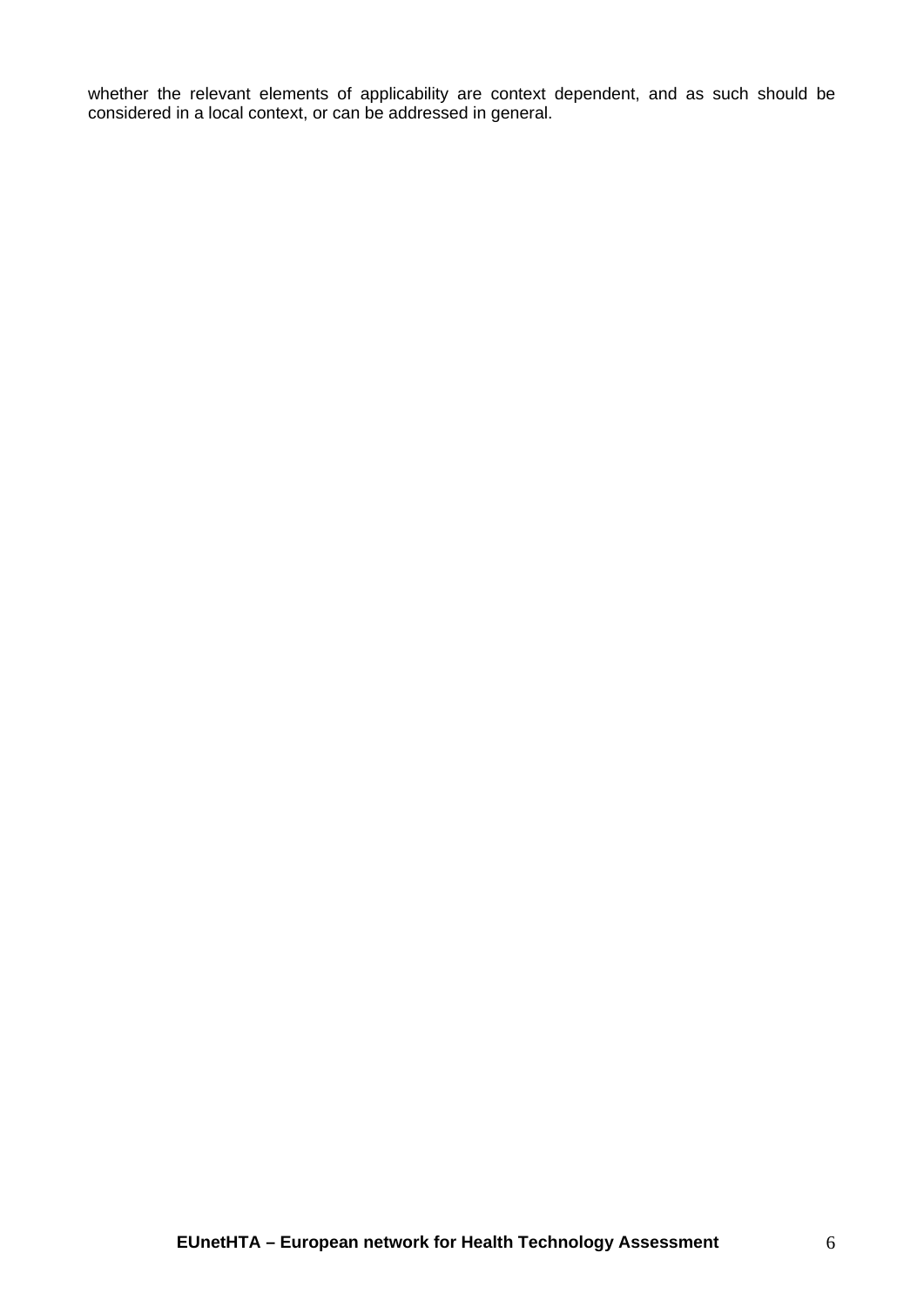whether the relevant elements of applicability are context dependent, and as such should be considered in a local context, or can be addressed in general.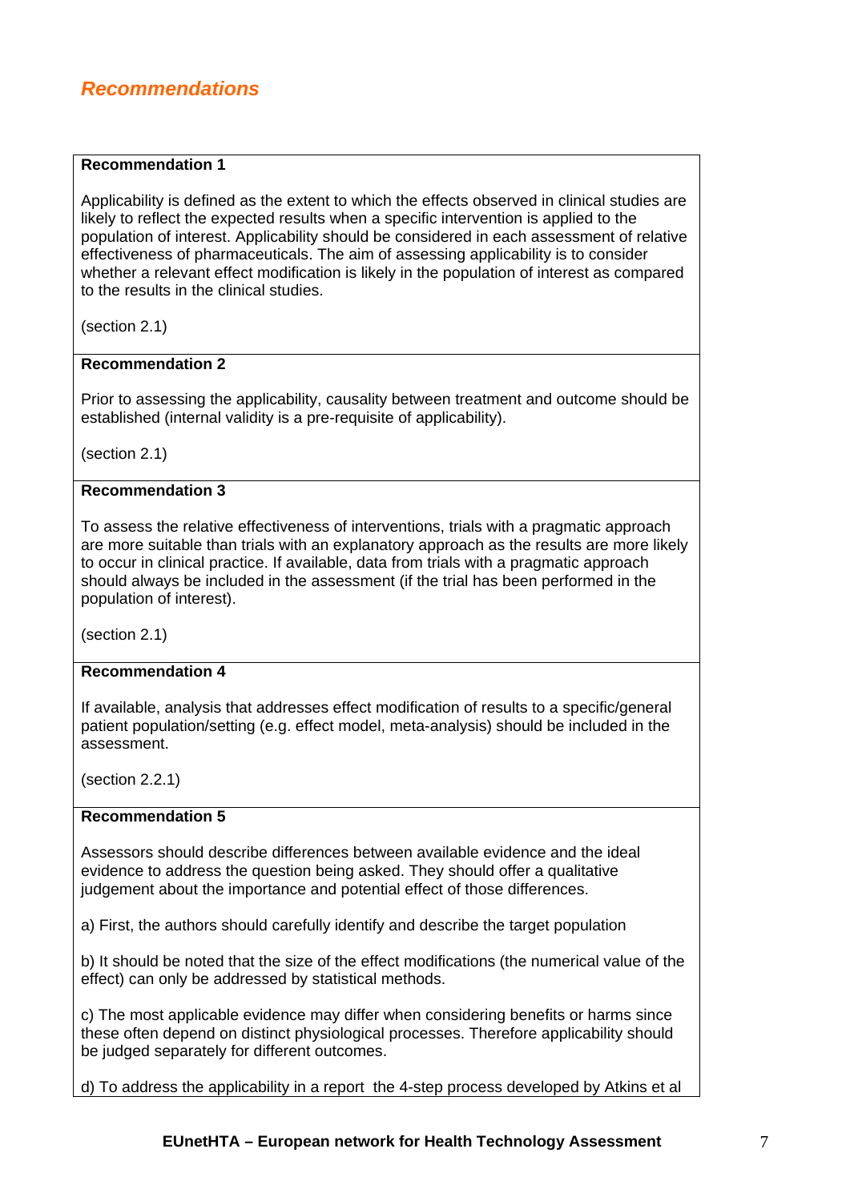## *Recommendations*

**Recommendation 1**

Applicability is defined as the extent to which the effects observed in clinical studies are likely to reflect the expected results when a specific intervention is applied to the population of interest. Applicability should be considered in each assessment of relative effectiveness of pharmaceuticals. The aim of assessing applicability is to consider whether a relevant effect modification is likely in the population of interest as compared to the results in the clinical studies.

(section 2.1)

**Recommendation 2**

Prior to assessing the applicability, causality between treatment and outcome should be established (internal validity is a pre-requisite of applicability).

(section 2.1)

**Recommendation 3**

To assess the relative effectiveness of interventions, trials with a pragmatic approach are more suitable than trials with an explanatory approach as the results are more likely to occur in clinical practice. If available, data from trials with a pragmatic approach should always be included in the assessment (if the trial has been performed in the population of interest).

(section 2.1)

**Recommendation 4**

If available, analysis that addresses effect modification of results to a specific/general patient population/setting (e.g. effect model, meta-analysis) should be included in the assessment.

(section 2.2.1)

**Recommendation 5**

Assessors should describe differences between available evidence and the ideal evidence to address the question being asked. They should offer a qualitative judgement about the importance and potential effect of those differences.

a) First, the authors should carefully identify and describe the target population

b) It should be noted that the size of the effect modifications (the numerical value of the effect) can only be addressed by statistical methods.

c) The most applicable evidence may differ when considering benefits or harms since these often depend on distinct physiological processes. Therefore applicability should be judged separately for different outcomes.

d) To address the applicability in a report the 4-step process developed by Atkins et al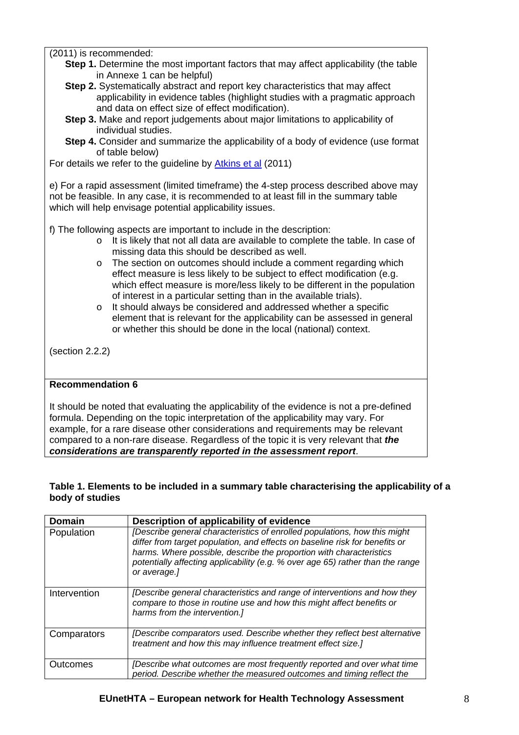(2011) is recommended:

- **Step 1.** Determine the most important factors that may affect applicability (the table in Annexe 1 can be helpful)
- **Step 2.** Systematically abstract and report key characteristics that may affect applicability in evidence tables (highlight studies with a pragmatic approach and data on effect size of effect modification).
- **Step 3.** Make and report judgements about major limitations to applicability of individual studies.
- **Step 4.** Consider and summarize the applicability of a body of evidence (use format of table below)

For details we refer to the guideline by Atkins et al (2011)

e) For a rapid assessment (limited timeframe) the 4-step process described above may not be feasible. In any case, it is recommended to at least fill in the summary table which will help envisage potential applicability issues.

f) The following aspects are important to include in the description:

- It is likely that not all data are available to complete the table. In case of missing data this should be described as well.
- The section on outcomes should include a comment regarding which effect measure is less likely to be subject to effect modification (e.g. which effect measure is more/less likely to be different in the population of interest in a particular setting than in the available trials).
- It should always be considered and addressed whether a specific element that is relevant for the applicability can be assessed in general or whether this should be done in the local (national) context.

(section 2.2.2)

**Recommendation 6**

It should be noted that evaluating the applicability of the evidence is not a pre-defined formula. Depending on the topic interpretation of the applicability may vary. For example, for a rare disease other considerations and requirements may be relevant compared to a non-rare disease. Regardless of the topic it is very relevant that ***the considerations are transparently reported in the assessment report***.

**Table 1. Elements to be included in a summary table characterising the applicability of a body of studies**

| Domain | Description of applicability of evidence |
|---|---|
| Population | *[Describe general characteristics of enrolled populations, how this might differ from target population, and effects on baseline risk for benefits or harms. Where possible, describe the proportion with characteristics potentially affecting applicability (e.g. % over age 65) rather than the range or average.]* |
| Intervention | *[Describe general characteristics and range of interventions and how they compare to those in routine use and how this might affect benefits or harms from the intervention.]* |
| Comparators | *[Describe comparators used. Describe whether they reflect best alternative treatment and how this may influence treatment effect size.]* |
| Outcomes | *[Describe what outcomes are most frequently reported and over what time period. Describe whether the measured outcomes and timing reflect the* |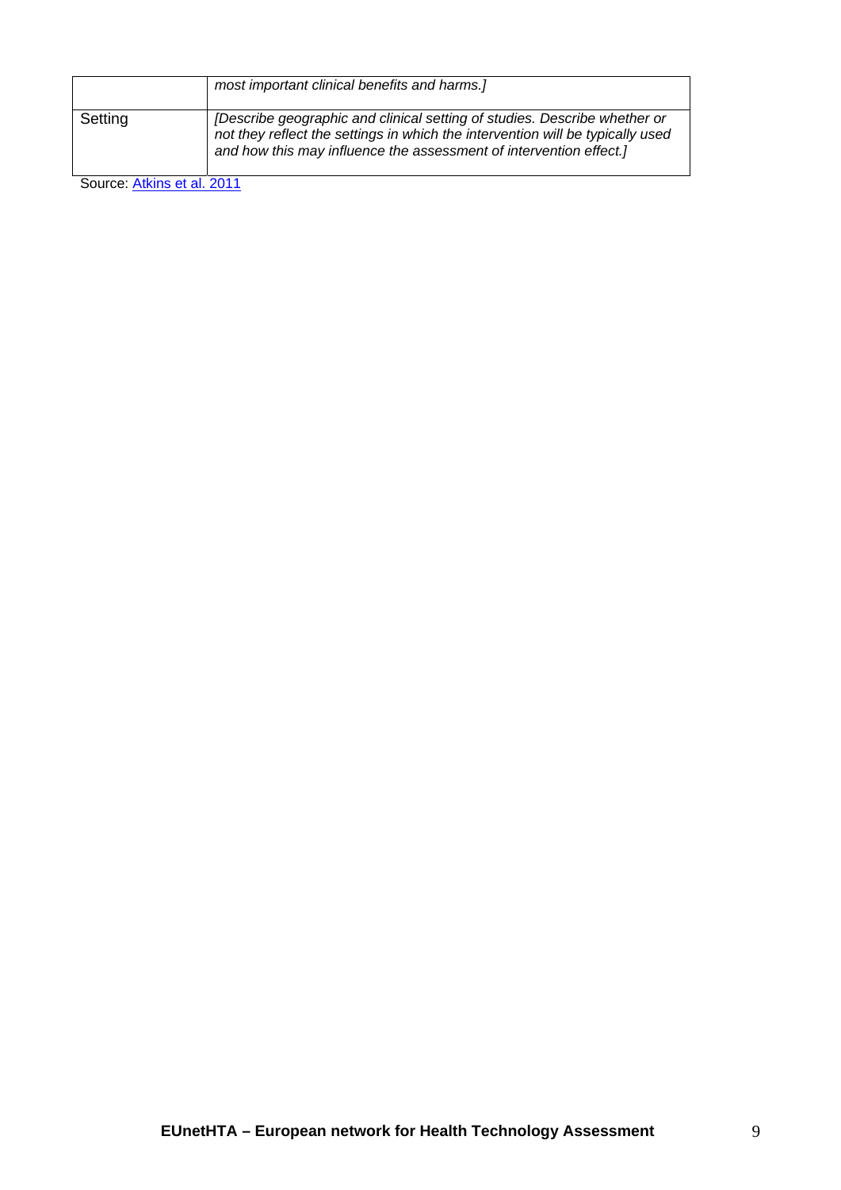| | |
|---|---|
| | *most important clinical benefits and harms.]* |
| Setting | *[Describe geographic and clinical setting of studies. Describe whether or not they reflect the settings in which the intervention will be typically used and how this may influence the assessment of intervention effect.]* |

Source: Atkins et al. 2011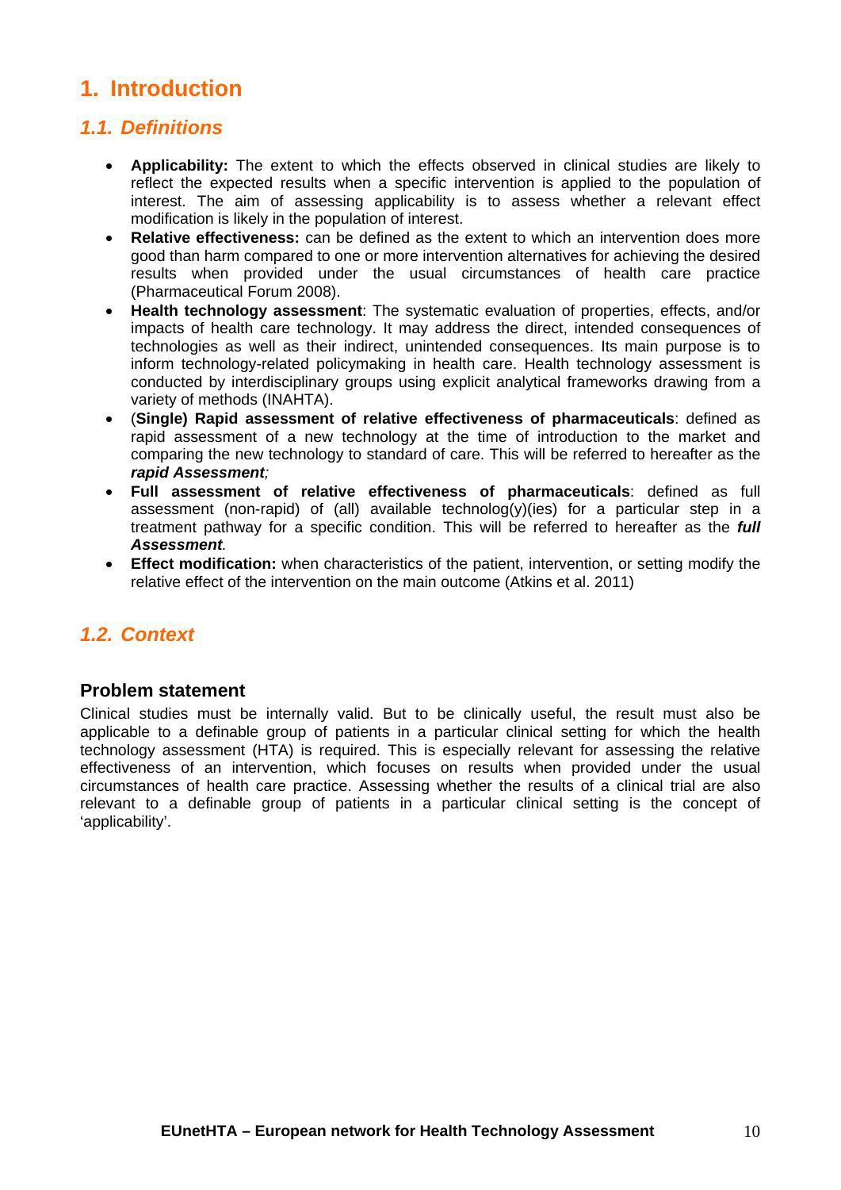# 1. Introduction

## 1.1. Definitions

- **Applicability:** The extent to which the effects observed in clinical studies are likely to reflect the expected results when a specific intervention is applied to the population of interest. The aim of assessing applicability is to assess whether a relevant effect modification is likely in the population of interest.
- **Relative effectiveness:** can be defined as the extent to which an intervention does more good than harm compared to one or more intervention alternatives for achieving the desired results when provided under the usual circumstances of health care practice (Pharmaceutical Forum 2008).
- **Health technology assessment**: The systematic evaluation of properties, effects, and/or impacts of health care technology. It may address the direct, intended consequences of technologies as well as their indirect, unintended consequences. Its main purpose is to inform technology-related policymaking in health care. Health technology assessment is conducted by interdisciplinary groups using explicit analytical frameworks drawing from a variety of methods (INAHTA).
- (**Single) Rapid assessment of relative effectiveness of pharmaceuticals**: defined as rapid assessment of a new technology at the time of introduction to the market and comparing the new technology to standard of care. This will be referred to hereafter as the ***rapid Assessment****;*
- **Full assessment of relative effectiveness of pharmaceuticals**: defined as full assessment (non-rapid) of (all) available technolog(y)(ies) for a particular step in a treatment pathway for a specific condition. This will be referred to hereafter as the ***full Assessment****.*
- **Effect modification:** when characteristics of the patient, intervention, or setting modify the relative effect of the intervention on the main outcome (Atkins et al. 2011)

## 1.2. Context

### Problem statement

Clinical studies must be internally valid. But to be clinically useful, the result must also be applicable to a definable group of patients in a particular clinical setting for which the health technology assessment (HTA) is required. This is especially relevant for assessing the relative effectiveness of an intervention, which focuses on results when provided under the usual circumstances of health care practice. Assessing whether the results of a clinical trial are also relevant to a definable group of patients in a particular clinical setting is the concept of 'applicability'.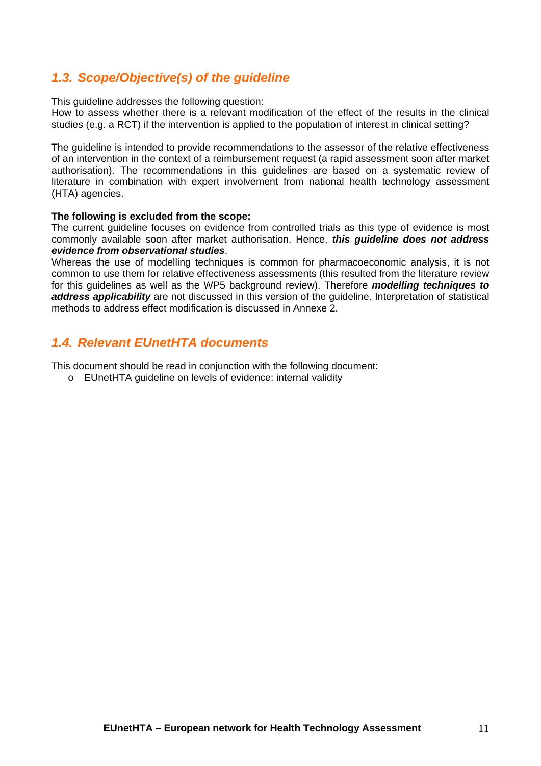## 1.3. *Scope/Objective(s) of the guideline*

This guideline addresses the following question:
How to assess whether there is a relevant modification of the effect of the results in the clinical studies (e.g. a RCT) if the intervention is applied to the population of interest in clinical setting?

The guideline is intended to provide recommendations to the assessor of the relative effectiveness of an intervention in the context of a reimbursement request (a rapid assessment soon after market authorisation). The recommendations in this guidelines are based on a systematic review of literature in combination with expert involvement from national health technology assessment (HTA) agencies.

**The following is excluded from the scope:**
The current guideline focuses on evidence from controlled trials as this type of evidence is most commonly available soon after market authorisation. Hence, ***this guideline does not address evidence from observational studies***.
Whereas the use of modelling techniques is common for pharmacoeconomic analysis, it is not common to use them for relative effectiveness assessments (this resulted from the literature review for this guidelines as well as the WP5 background review). Therefore ***modelling techniques to address applicability*** are not discussed in this version of the guideline. Interpretation of statistical methods to address effect modification is discussed in Annexe 2.

## 1.4. *Relevant EUnetHTA documents*

This document should be read in conjunction with the following document:

- EUnetHTA guideline on levels of evidence: internal validity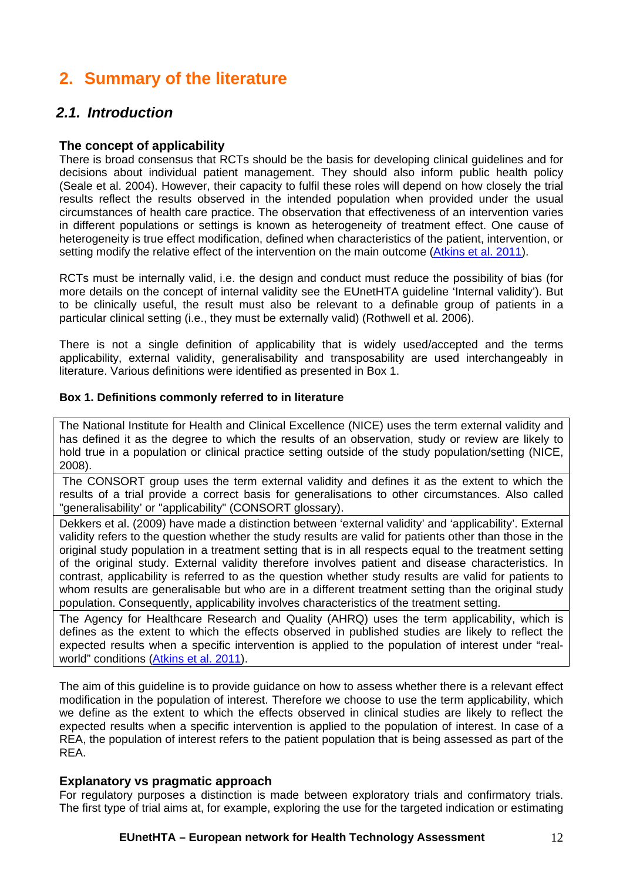# 2. Summary of the literature

## 2.1. Introduction

### The concept of applicability

There is broad consensus that RCTs should be the basis for developing clinical guidelines and for decisions about individual patient management. They should also inform public health policy (Seale et al. 2004). However, their capacity to fulfil these roles will depend on how closely the trial results reflect the results observed in the intended population when provided under the usual circumstances of health care practice. The observation that effectiveness of an intervention varies in different populations or settings is known as heterogeneity of treatment effect. One cause of heterogeneity is true effect modification, defined when characteristics of the patient, intervention, or setting modify the relative effect of the intervention on the main outcome (Atkins et al. 2011).

RCTs must be internally valid, i.e. the design and conduct must reduce the possibility of bias (for more details on the concept of internal validity see the EUnetHTA guideline 'Internal validity'). But to be clinically useful, the result must also be relevant to a definable group of patients in a particular clinical setting (i.e., they must be externally valid) (Rothwell et al. 2006).

There is not a single definition of applicability that is widely used/accepted and the terms applicability, external validity, generalisability and transposability are used interchangeably in literature. Various definitions were identified as presented in Box 1.

**Box 1. Definitions commonly referred to in literature**

| |
|---|
| The National Institute for Health and Clinical Excellence (NICE) uses the term external validity and has defined it as the degree to which the results of an observation, study or review are likely to hold true in a population or clinical practice setting outside of the study population/setting (NICE, 2008). |
| The CONSORT group uses the term external validity and defines it as the extent to which the results of a trial provide a correct basis for generalisations to other circumstances. Also called "generalisability' or "applicability" (CONSORT glossary). |
| Dekkers et al. (2009) have made a distinction between 'external validity' and 'applicability'. External validity refers to the question whether the study results are valid for patients other than those in the original study population in a treatment setting that is in all respects equal to the treatment setting of the original study. External validity therefore involves patient and disease characteristics. In contrast, applicability is referred to as the question whether study results are valid for patients to whom results are generalisable but who are in a different treatment setting than the original study population. Consequently, applicability involves characteristics of the treatment setting. |
| The Agency for Healthcare Research and Quality (AHRQ) uses the term applicability, which is defines as the extent to which the effects observed in published studies are likely to reflect the expected results when a specific intervention is applied to the population of interest under "real-world" conditions (Atkins et al. 2011). |

The aim of this guideline is to provide guidance on how to assess whether there is a relevant effect modification in the population of interest. Therefore we choose to use the term applicability, which we define as the extent to which the effects observed in clinical studies are likely to reflect the expected results when a specific intervention is applied to the population of interest. In case of a REA, the population of interest refers to the patient population that is being assessed as part of the REA.

### Explanatory vs pragmatic approach

For regulatory purposes a distinction is made between exploratory trials and confirmatory trials. The first type of trial aims at, for example, exploring the use for the targeted indication or estimating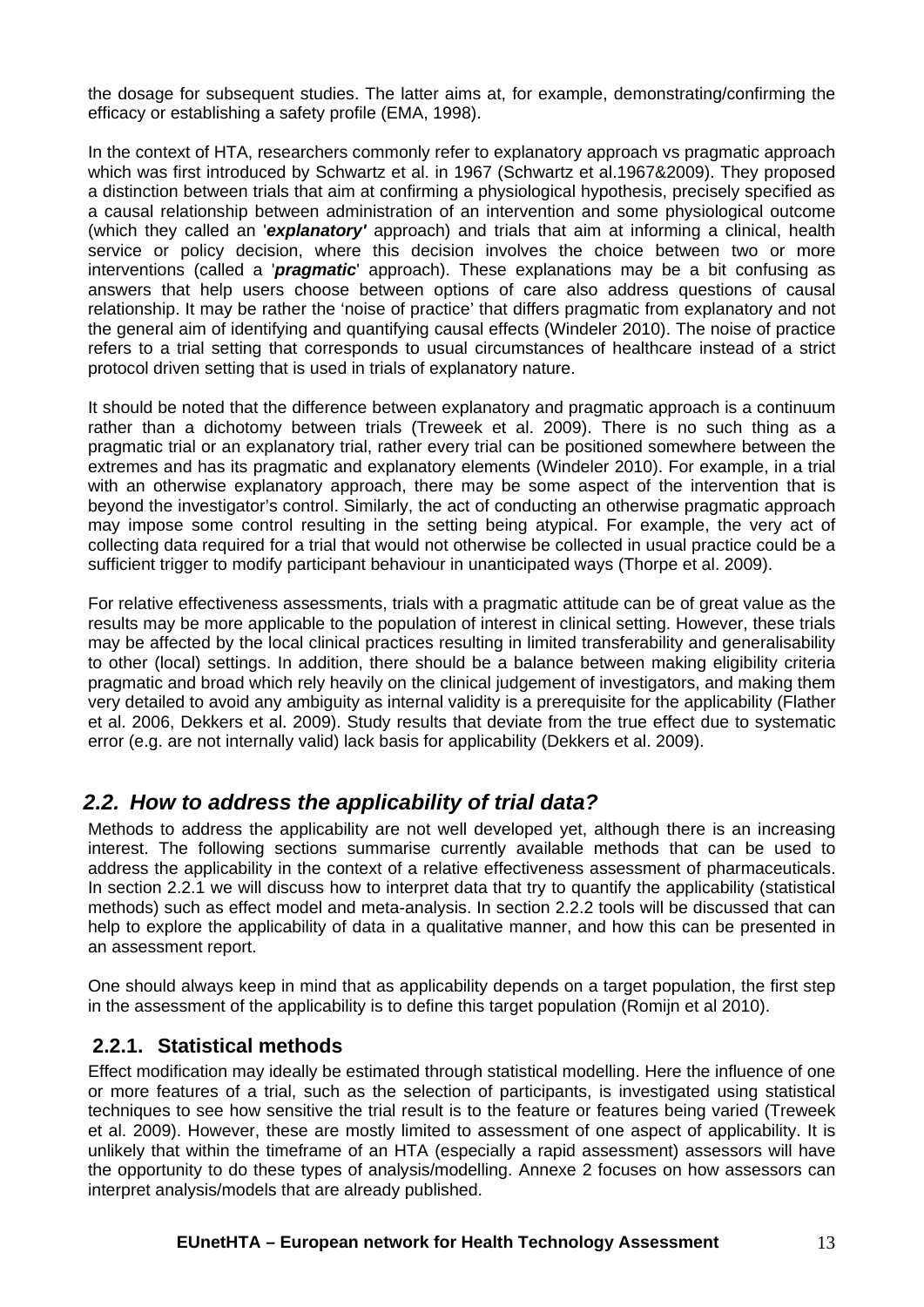the dosage for subsequent studies. The latter aims at, for example, demonstrating/confirming the efficacy or establishing a safety profile (EMA, 1998).

In the context of HTA, researchers commonly refer to explanatory approach vs pragmatic approach which was first introduced by Schwartz et al. in 1967 (Schwartz et al.1967&2009). They proposed a distinction between trials that aim at confirming a physiological hypothesis, precisely specified as a causal relationship between administration of an intervention and some physiological outcome (which they called an '***explanatory'*** approach) and trials that aim at informing a clinical, health service or policy decision, where this decision involves the choice between two or more interventions (called a '***pragmatic***' approach). These explanations may be a bit confusing as answers that help users choose between options of care also address questions of causal relationship. It may be rather the 'noise of practice' that differs pragmatic from explanatory and not the general aim of identifying and quantifying causal effects (Windeler 2010). The noise of practice refers to a trial setting that corresponds to usual circumstances of healthcare instead of a strict protocol driven setting that is used in trials of explanatory nature.

It should be noted that the difference between explanatory and pragmatic approach is a continuum rather than a dichotomy between trials (Treweek et al. 2009). There is no such thing as a pragmatic trial or an explanatory trial, rather every trial can be positioned somewhere between the extremes and has its pragmatic and explanatory elements (Windeler 2010). For example, in a trial with an otherwise explanatory approach, there may be some aspect of the intervention that is beyond the investigator's control. Similarly, the act of conducting an otherwise pragmatic approach may impose some control resulting in the setting being atypical. For example, the very act of collecting data required for a trial that would not otherwise be collected in usual practice could be a sufficient trigger to modify participant behaviour in unanticipated ways (Thorpe et al. 2009).

For relative effectiveness assessments, trials with a pragmatic attitude can be of great value as the results may be more applicable to the population of interest in clinical setting. However, these trials may be affected by the local clinical practices resulting in limited transferability and generalisability to other (local) settings. In addition, there should be a balance between making eligibility criteria pragmatic and broad which rely heavily on the clinical judgement of investigators, and making them very detailed to avoid any ambiguity as internal validity is a prerequisite for the applicability (Flather et al. 2006, Dekkers et al. 2009). Study results that deviate from the true effect due to systematic error (e.g. are not internally valid) lack basis for applicability (Dekkers et al. 2009).

## *2.2. How to address the applicability of trial data?*

Methods to address the applicability are not well developed yet, although there is an increasing interest. The following sections summarise currently available methods that can be used to address the applicability in the context of a relative effectiveness assessment of pharmaceuticals. In section 2.2.1 we will discuss how to interpret data that try to quantify the applicability (statistical methods) such as effect model and meta-analysis. In section 2.2.2 tools will be discussed that can help to explore the applicability of data in a qualitative manner, and how this can be presented in an assessment report.

One should always keep in mind that as applicability depends on a target population, the first step in the assessment of the applicability is to define this target population (Romijn et al 2010).

### 2.2.1. Statistical methods

Effect modification may ideally be estimated through statistical modelling. Here the influence of one or more features of a trial, such as the selection of participants, is investigated using statistical techniques to see how sensitive the trial result is to the feature or features being varied (Treweek et al. 2009). However, these are mostly limited to assessment of one aspect of applicability. It is unlikely that within the timeframe of an HTA (especially a rapid assessment) assessors will have the opportunity to do these types of analysis/modelling. Annexe 2 focuses on how assessors can interpret analysis/models that are already published.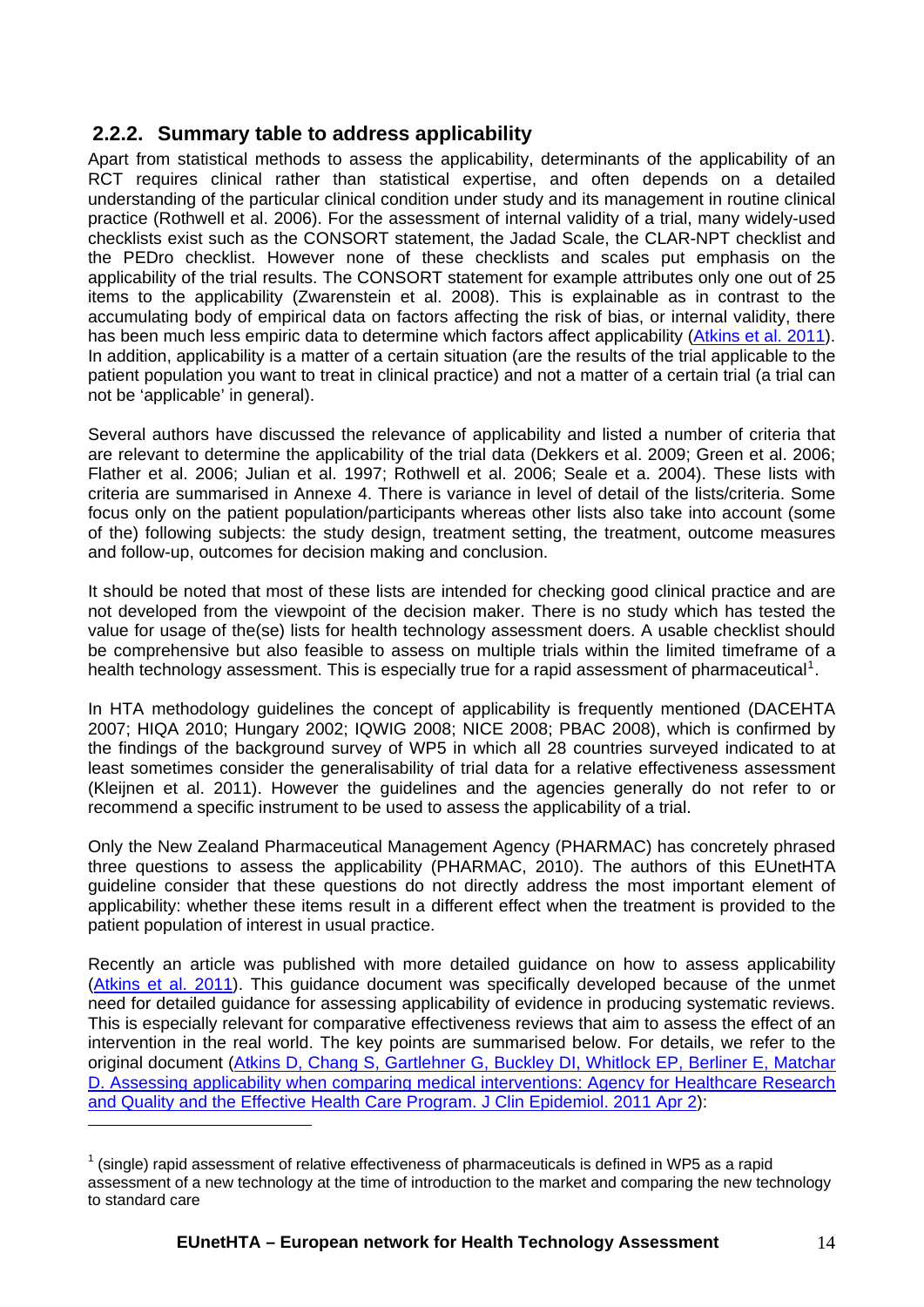## 2.2.2. Summary table to address applicability

Apart from statistical methods to assess the applicability, determinants of the applicability of an RCT requires clinical rather than statistical expertise, and often depends on a detailed understanding of the particular clinical condition under study and its management in routine clinical practice (Rothwell et al. 2006). For the assessment of internal validity of a trial, many widely-used checklists exist such as the CONSORT statement, the Jadad Scale, the CLAR-NPT checklist and the PEDro checklist. However none of these checklists and scales put emphasis on the applicability of the trial results. The CONSORT statement for example attributes only one out of 25 items to the applicability (Zwarenstein et al. 2008). This is explainable as in contrast to the accumulating body of empirical data on factors affecting the risk of bias, or internal validity, there has been much less empiric data to determine which factors affect applicability (Atkins et al. 2011). In addition, applicability is a matter of a certain situation (are the results of the trial applicable to the patient population you want to treat in clinical practice) and not a matter of a certain trial (a trial can not be 'applicable' in general).

Several authors have discussed the relevance of applicability and listed a number of criteria that are relevant to determine the applicability of the trial data (Dekkers et al. 2009; Green et al. 2006; Flather et al. 2006; Julian et al. 1997; Rothwell et al. 2006; Seale et a. 2004). These lists with criteria are summarised in Annexe 4. There is variance in level of detail of the lists/criteria. Some focus only on the patient population/participants whereas other lists also take into account (some of the) following subjects: the study design, treatment setting, the treatment, outcome measures and follow-up, outcomes for decision making and conclusion.

It should be noted that most of these lists are intended for checking good clinical practice and are not developed from the viewpoint of the decision maker. There is no study which has tested the value for usage of the(se) lists for health technology assessment doers. A usable checklist should be comprehensive but also feasible to assess on multiple trials within the limited timeframe of a health technology assessment. This is especially true for a rapid assessment of pharmaceutical[1].

In HTA methodology guidelines the concept of applicability is frequently mentioned (DACEHTA 2007; HIQA 2010; Hungary 2002; IQWIG 2008; NICE 2008; PBAC 2008), which is confirmed by the findings of the background survey of WP5 in which all 28 countries surveyed indicated to at least sometimes consider the generalisability of trial data for a relative effectiveness assessment (Kleijnen et al. 2011). However the guidelines and the agencies generally do not refer to or recommend a specific instrument to be used to assess the applicability of a trial.

Only the New Zealand Pharmaceutical Management Agency (PHARMAC) has concretely phrased three questions to assess the applicability (PHARMAC, 2010). The authors of this EUnetHTA guideline consider that these questions do not directly address the most important element of applicability: whether these items result in a different effect when the treatment is provided to the patient population of interest in usual practice.

Recently an article was published with more detailed guidance on how to assess applicability (Atkins et al. 2011). This guidance document was specifically developed because of the unmet need for detailed guidance for assessing applicability of evidence in producing systematic reviews. This is especially relevant for comparative effectiveness reviews that aim to assess the effect of an intervention in the real world. The key points are summarised below. For details, we refer to the original document (Atkins D, Chang S, Gartlehner G, Buckley DI, Whitlock EP, Berliner E, Matchar D. Assessing applicability when comparing medical interventions: Agency for Healthcare Research and Quality and the Effective Health Care Program. J Clin Epidemiol. 2011 Apr 2):

[1] (single) rapid assessment of relative effectiveness of pharmaceuticals is defined in WP5 as a rapid assessment of a new technology at the time of introduction to the market and comparing the new technology to standard care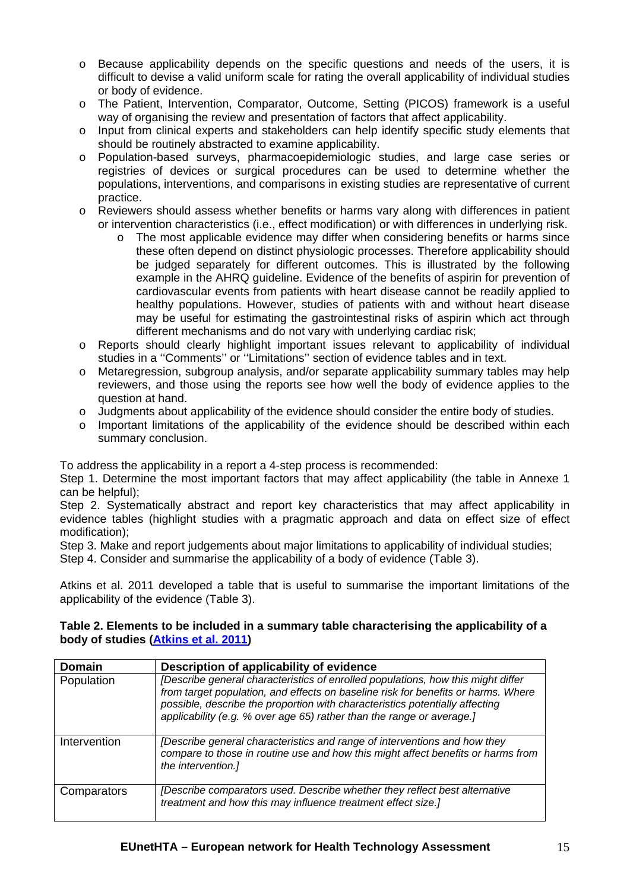- Because applicability depends on the specific questions and needs of the users, it is difficult to devise a valid uniform scale for rating the overall applicability of individual studies or body of evidence.
- The Patient, Intervention, Comparator, Outcome, Setting (PICOS) framework is a useful way of organising the review and presentation of factors that affect applicability.
- Input from clinical experts and stakeholders can help identify specific study elements that should be routinely abstracted to examine applicability.
- Population-based surveys, pharmacoepidemiologic studies, and large case series or registries of devices or surgical procedures can be used to determine whether the populations, interventions, and comparisons in existing studies are representative of current practice.
- Reviewers should assess whether benefits or harms vary along with differences in patient or intervention characteristics (i.e., effect modification) or with differences in underlying risk.
  - The most applicable evidence may differ when considering benefits or harms since these often depend on distinct physiologic processes. Therefore applicability should be judged separately for different outcomes. This is illustrated by the following example in the AHRQ guideline. Evidence of the benefits of aspirin for prevention of cardiovascular events from patients with heart disease cannot be readily applied to healthy populations. However, studies of patients with and without heart disease may be useful for estimating the gastrointestinal risks of aspirin which act through different mechanisms and do not vary with underlying cardiac risk;
- Reports should clearly highlight important issues relevant to applicability of individual studies in a ''Comments'' or ''Limitations'' section of evidence tables and in text.
- Metaregression, subgroup analysis, and/or separate applicability summary tables may help reviewers, and those using the reports see how well the body of evidence applies to the question at hand.
- Judgments about applicability of the evidence should consider the entire body of studies.
- Important limitations of the applicability of the evidence should be described within each summary conclusion.

To address the applicability in a report a 4-step process is recommended:
Step 1. Determine the most important factors that may affect applicability (the table in Annexe 1 can be helpful);
Step 2. Systematically abstract and report key characteristics that may affect applicability in evidence tables (highlight studies with a pragmatic approach and data on effect size of effect modification);
Step 3. Make and report judgements about major limitations to applicability of individual studies;
Step 4. Consider and summarise the applicability of a body of evidence (Table 3).

Atkins et al. 2011 developed a table that is useful to summarise the important limitations of the applicability of the evidence (Table 3).

**Table 2. Elements to be included in a summary table characterising the applicability of a body of studies (Atkins et al. 2011)**

| Domain | Description of applicability of evidence |
|---|---|
| Population | *[Describe general characteristics of enrolled populations, how this might differ from target population, and effects on baseline risk for benefits or harms. Where possible, describe the proportion with characteristics potentially affecting applicability (e.g. % over age 65) rather than the range or average.]* |
| Intervention | *[Describe general characteristics and range of interventions and how they compare to those in routine use and how this might affect benefits or harms from the intervention.]* |
| Comparators | *[Describe comparators used. Describe whether they reflect best alternative treatment and how this may influence treatment effect size.]* |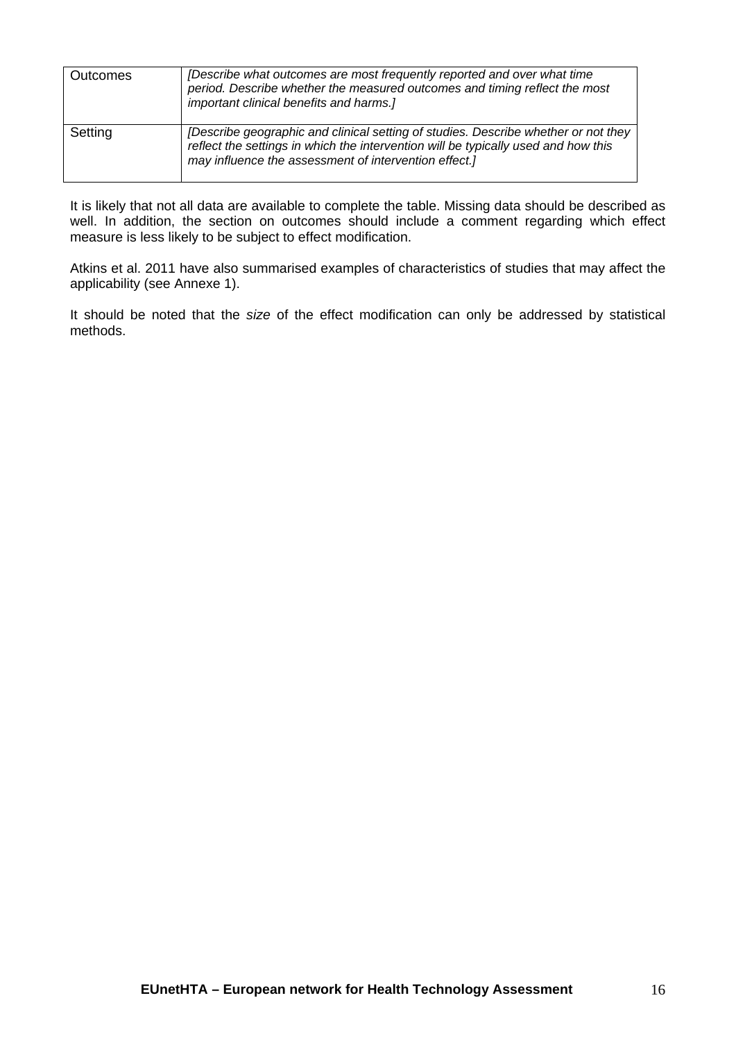| Outcomes | *[Describe what outcomes are most frequently reported and over what time period. Describe whether the measured outcomes and timing reflect the most important clinical benefits and harms.]* |
|---|---|
| Setting | *[Describe geographic and clinical setting of studies. Describe whether or not they reflect the settings in which the intervention will be typically used and how this may influence the assessment of intervention effect.]* |

It is likely that not all data are available to complete the table. Missing data should be described as well. In addition, the section on outcomes should include a comment regarding which effect measure is less likely to be subject to effect modification.

Atkins et al. 2011 have also summarised examples of characteristics of studies that may affect the applicability (see Annexe 1).

It should be noted that the *size* of the effect modification can only be addressed by statistical methods.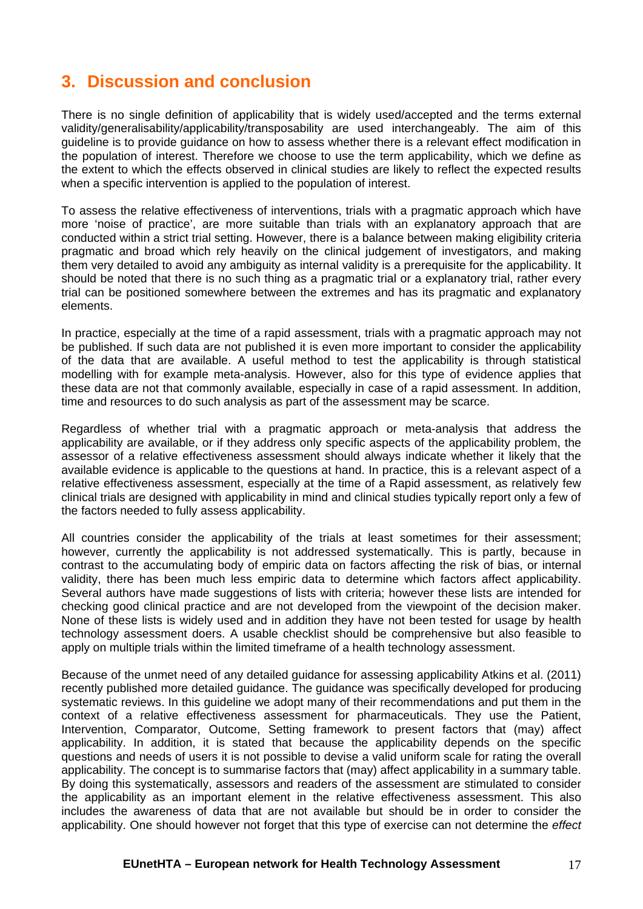# 3. Discussion and conclusion

There is no single definition of applicability that is widely used/accepted and the terms external validity/generalisability/applicability/transposability are used interchangeably. The aim of this guideline is to provide guidance on how to assess whether there is a relevant effect modification in the population of interest. Therefore we choose to use the term applicability, which we define as the extent to which the effects observed in clinical studies are likely to reflect the expected results when a specific intervention is applied to the population of interest.

To assess the relative effectiveness of interventions, trials with a pragmatic approach which have more 'noise of practice', are more suitable than trials with an explanatory approach that are conducted within a strict trial setting. However, there is a balance between making eligibility criteria pragmatic and broad which rely heavily on the clinical judgement of investigators, and making them very detailed to avoid any ambiguity as internal validity is a prerequisite for the applicability. It should be noted that there is no such thing as a pragmatic trial or a explanatory trial, rather every trial can be positioned somewhere between the extremes and has its pragmatic and explanatory elements.

In practice, especially at the time of a rapid assessment, trials with a pragmatic approach may not be published. If such data are not published it is even more important to consider the applicability of the data that are available. A useful method to test the applicability is through statistical modelling with for example meta-analysis. However, also for this type of evidence applies that these data are not that commonly available, especially in case of a rapid assessment. In addition, time and resources to do such analysis as part of the assessment may be scarce.

Regardless of whether trial with a pragmatic approach or meta-analysis that address the applicability are available, or if they address only specific aspects of the applicability problem, the assessor of a relative effectiveness assessment should always indicate whether it likely that the available evidence is applicable to the questions at hand. In practice, this is a relevant aspect of a relative effectiveness assessment, especially at the time of a Rapid assessment, as relatively few clinical trials are designed with applicability in mind and clinical studies typically report only a few of the factors needed to fully assess applicability.

All countries consider the applicability of the trials at least sometimes for their assessment; however, currently the applicability is not addressed systematically. This is partly, because in contrast to the accumulating body of empiric data on factors affecting the risk of bias, or internal validity, there has been much less empiric data to determine which factors affect applicability. Several authors have made suggestions of lists with criteria; however these lists are intended for checking good clinical practice and are not developed from the viewpoint of the decision maker. None of these lists is widely used and in addition they have not been tested for usage by health technology assessment doers. A usable checklist should be comprehensive but also feasible to apply on multiple trials within the limited timeframe of a health technology assessment.

Because of the unmet need of any detailed guidance for assessing applicability Atkins et al. (2011) recently published more detailed guidance. The guidance was specifically developed for producing systematic reviews. In this guideline we adopt many of their recommendations and put them in the context of a relative effectiveness assessment for pharmaceuticals. They use the Patient, Intervention, Comparator, Outcome, Setting framework to present factors that (may) affect applicability. In addition, it is stated that because the applicability depends on the specific questions and needs of users it is not possible to devise a valid uniform scale for rating the overall applicability. The concept is to summarise factors that (may) affect applicability in a summary table. By doing this systematically, assessors and readers of the assessment are stimulated to consider the applicability as an important element in the relative effectiveness assessment. This also includes the awareness of data that are not available but should be in order to consider the applicability. One should however not forget that this type of exercise can not determine the *effect*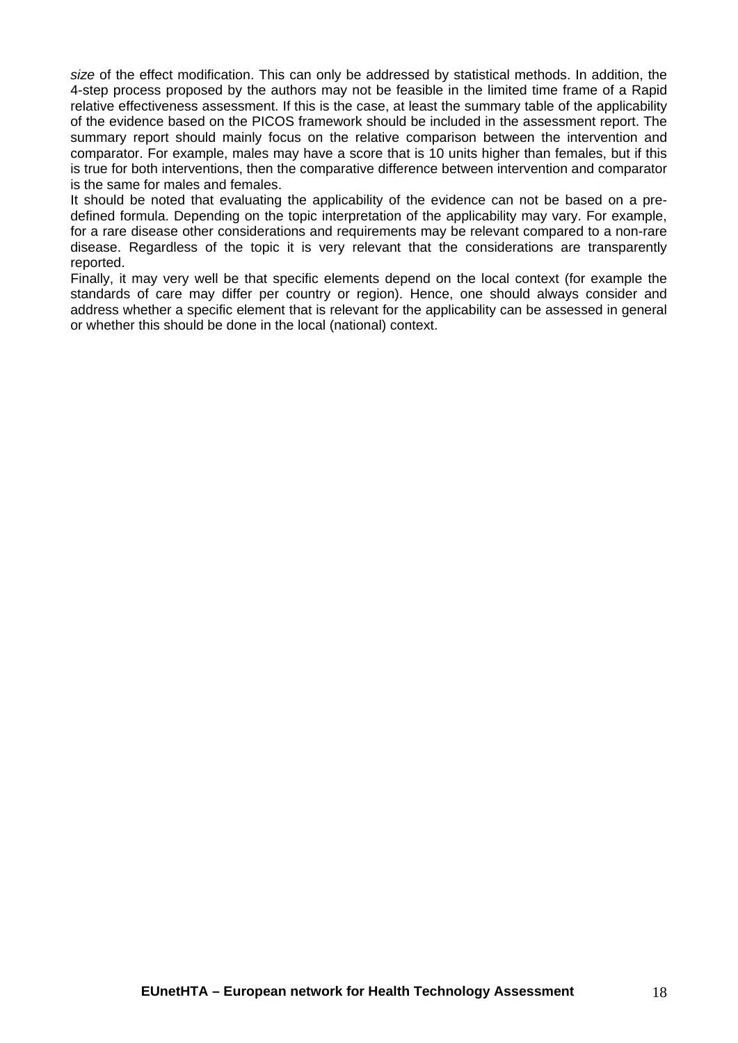*size* of the effect modification. This can only be addressed by statistical methods. In addition, the 4-step process proposed by the authors may not be feasible in the limited time frame of a Rapid relative effectiveness assessment. If this is the case, at least the summary table of the applicability of the evidence based on the PICOS framework should be included in the assessment report. The summary report should mainly focus on the relative comparison between the intervention and comparator. For example, males may have a score that is 10 units higher than females, but if this is true for both interventions, then the comparative difference between intervention and comparator is the same for males and females.

It should be noted that evaluating the applicability of the evidence can not be based on a pre-defined formula. Depending on the topic interpretation of the applicability may vary. For example, for a rare disease other considerations and requirements may be relevant compared to a non-rare disease. Regardless of the topic it is very relevant that the considerations are transparently reported.

Finally, it may very well be that specific elements depend on the local context (for example the standards of care may differ per country or region). Hence, one should always consider and address whether a specific element that is relevant for the applicability can be assessed in general or whether this should be done in the local (national) context.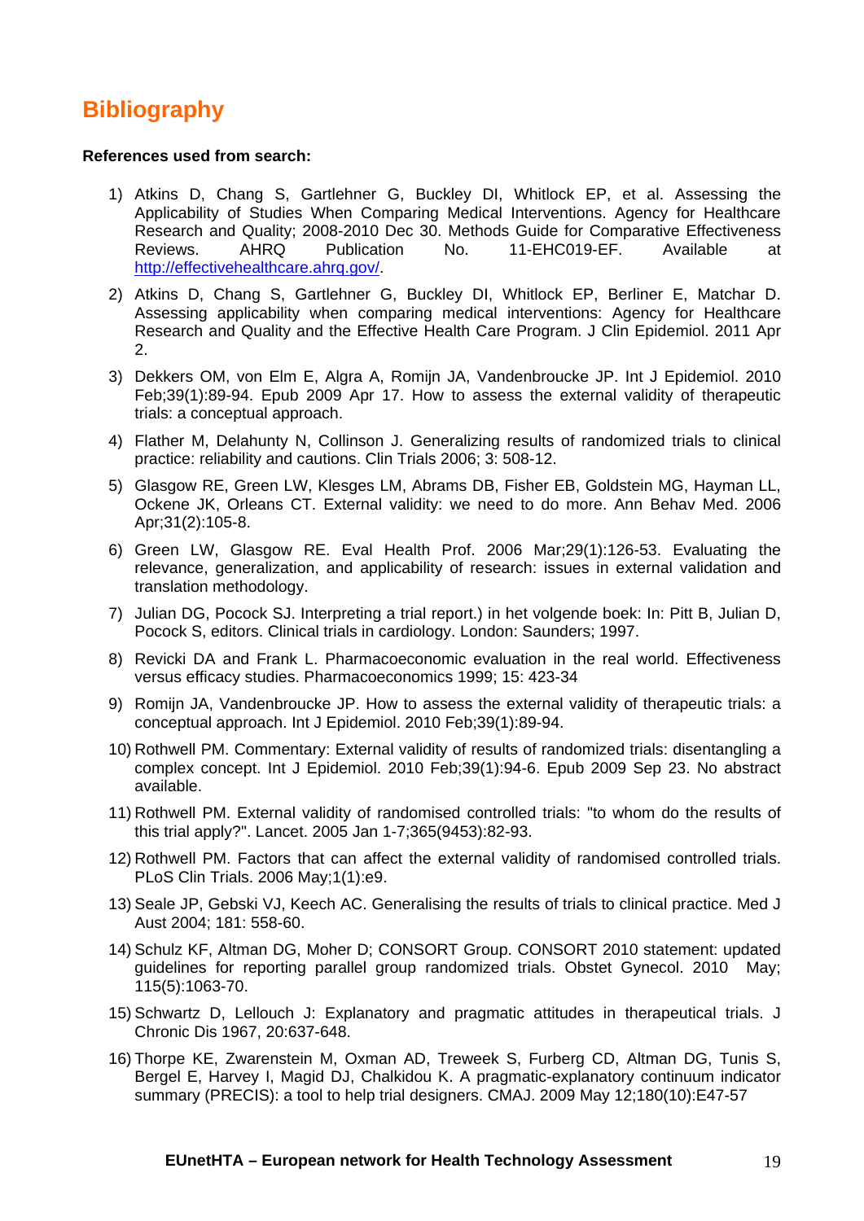# Bibliography

**References used from search:**

1) Atkins D, Chang S, Gartlehner G, Buckley DI, Whitlock EP, et al. Assessing the Applicability of Studies When Comparing Medical Interventions. Agency for Healthcare Research and Quality; 2008-2010 Dec 30. Methods Guide for Comparative Effectiveness Reviews. AHRQ Publication No. 11-EHC019-EF. Available at http://effectivehealthcare.ahrq.gov/.

2) Atkins D, Chang S, Gartlehner G, Buckley DI, Whitlock EP, Berliner E, Matchar D. Assessing applicability when comparing medical interventions: Agency for Healthcare Research and Quality and the Effective Health Care Program. J Clin Epidemiol. 2011 Apr 2.

3) Dekkers OM, von Elm E, Algra A, Romijn JA, Vandenbroucke JP. Int J Epidemiol. 2010 Feb;39(1):89-94. Epub 2009 Apr 17. How to assess the external validity of therapeutic trials: a conceptual approach.

4) Flather M, Delahunty N, Collinson J. Generalizing results of randomized trials to clinical practice: reliability and cautions. Clin Trials 2006; 3: 508-12.

5) Glasgow RE, Green LW, Klesges LM, Abrams DB, Fisher EB, Goldstein MG, Hayman LL, Ockene JK, Orleans CT. External validity: we need to do more. Ann Behav Med. 2006 Apr;31(2):105-8.

6) Green LW, Glasgow RE. Eval Health Prof. 2006 Mar;29(1):126-53. Evaluating the relevance, generalization, and applicability of research: issues in external validation and translation methodology.

7) Julian DG, Pocock SJ. Interpreting a trial report.) in het volgende boek: In: Pitt B, Julian D, Pocock S, editors. Clinical trials in cardiology. London: Saunders; 1997.

8) Revicki DA and Frank L. Pharmacoeconomic evaluation in the real world. Effectiveness versus efficacy studies. Pharmacoeconomics 1999; 15: 423-34

9) Romijn JA, Vandenbroucke JP. How to assess the external validity of therapeutic trials: a conceptual approach. Int J Epidemiol. 2010 Feb;39(1):89-94.

10) Rothwell PM. Commentary: External validity of results of randomized trials: disentangling a complex concept. Int J Epidemiol. 2010 Feb;39(1):94-6. Epub 2009 Sep 23. No abstract available.

11) Rothwell PM. External validity of randomised controlled trials: "to whom do the results of this trial apply?". Lancet. 2005 Jan 1-7;365(9453):82-93.

12) Rothwell PM. Factors that can affect the external validity of randomised controlled trials. PLoS Clin Trials. 2006 May;1(1):e9.

13) Seale JP, Gebski VJ, Keech AC. Generalising the results of trials to clinical practice. Med J Aust 2004; 181: 558-60.

14) Schulz KF, Altman DG, Moher D; CONSORT Group. CONSORT 2010 statement: updated guidelines for reporting parallel group randomized trials. Obstet Gynecol. 2010 May; 115(5):1063-70.

15) Schwartz D, Lellouch J: Explanatory and pragmatic attitudes in therapeutical trials. J Chronic Dis 1967, 20:637-648.

16) Thorpe KE, Zwarenstein M, Oxman AD, Treweek S, Furberg CD, Altman DG, Tunis S, Bergel E, Harvey I, Magid DJ, Chalkidou K. A pragmatic-explanatory continuum indicator summary (PRECIS): a tool to help trial designers. CMAJ. 2009 May 12;180(10):E47-57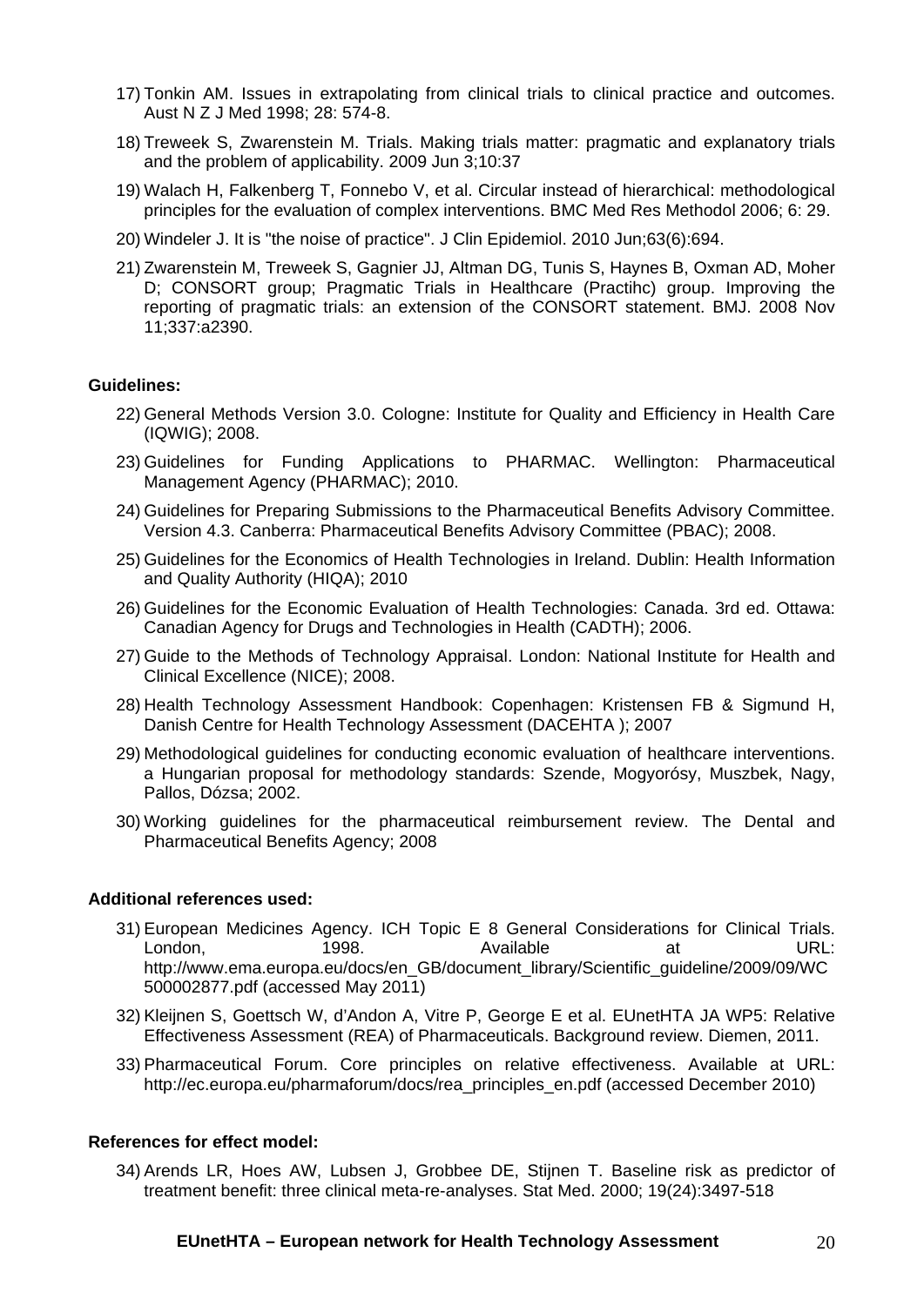17) Tonkin AM. Issues in extrapolating from clinical trials to clinical practice and outcomes. Aust N Z J Med 1998; 28: 574-8.

18) Treweek S, Zwarenstein M. Trials. Making trials matter: pragmatic and explanatory trials and the problem of applicability. 2009 Jun 3;10:37

19) Walach H, Falkenberg T, Fonnebo V, et al. Circular instead of hierarchical: methodological principles for the evaluation of complex interventions. BMC Med Res Methodol 2006; 6: 29.

20) Windeler J. It is "the noise of practice". J Clin Epidemiol. 2010 Jun;63(6):694.

21) Zwarenstein M, Treweek S, Gagnier JJ, Altman DG, Tunis S, Haynes B, Oxman AD, Moher D; CONSORT group; Pragmatic Trials in Healthcare (Practihc) group. Improving the reporting of pragmatic trials: an extension of the CONSORT statement. BMJ. 2008 Nov 11;337:a2390.

**Guidelines:**

22) General Methods Version 3.0. Cologne: Institute for Quality and Efficiency in Health Care (IQWIG); 2008.

23) Guidelines for Funding Applications to PHARMAC. Wellington: Pharmaceutical Management Agency (PHARMAC); 2010.

24) Guidelines for Preparing Submissions to the Pharmaceutical Benefits Advisory Committee. Version 4.3. Canberra: Pharmaceutical Benefits Advisory Committee (PBAC); 2008.

25) Guidelines for the Economics of Health Technologies in Ireland. Dublin: Health Information and Quality Authority (HIQA); 2010

26) Guidelines for the Economic Evaluation of Health Technologies: Canada. 3rd ed. Ottawa: Canadian Agency for Drugs and Technologies in Health (CADTH); 2006.

27) Guide to the Methods of Technology Appraisal. London: National Institute for Health and Clinical Excellence (NICE); 2008.

28) Health Technology Assessment Handbook: Copenhagen: Kristensen FB & Sigmund H, Danish Centre for Health Technology Assessment (DACEHTA ); 2007

29) Methodological guidelines for conducting economic evaluation of healthcare interventions. a Hungarian proposal for methodology standards: Szende, Mogyorósy, Muszbek, Nagy, Pallos, Dózsa; 2002.

30) Working guidelines for the pharmaceutical reimbursement review. The Dental and Pharmaceutical Benefits Agency; 2008

**Additional references used:**

31) European Medicines Agency. ICH Topic E 8 General Considerations for Clinical Trials. London, 1998. Available at URL: http://www.ema.europa.eu/docs/en_GB/document_library/Scientific_guideline/2009/09/WC500002877.pdf (accessed May 2011)

32) Kleijnen S, Goettsch W, d'Andon A, Vitre P, George E et al. EUnetHTA JA WP5: Relative Effectiveness Assessment (REA) of Pharmaceuticals. Background review. Diemen, 2011.

33) Pharmaceutical Forum. Core principles on relative effectiveness. Available at URL: http://ec.europa.eu/pharmaforum/docs/rea_principles_en.pdf (accessed December 2010)

**References for effect model:**

34) Arends LR, Hoes AW, Lubsen J, Grobbee DE, Stijnen T. Baseline risk as predictor of treatment benefit: three clinical meta-re-analyses. Stat Med. 2000; 19(24):3497-518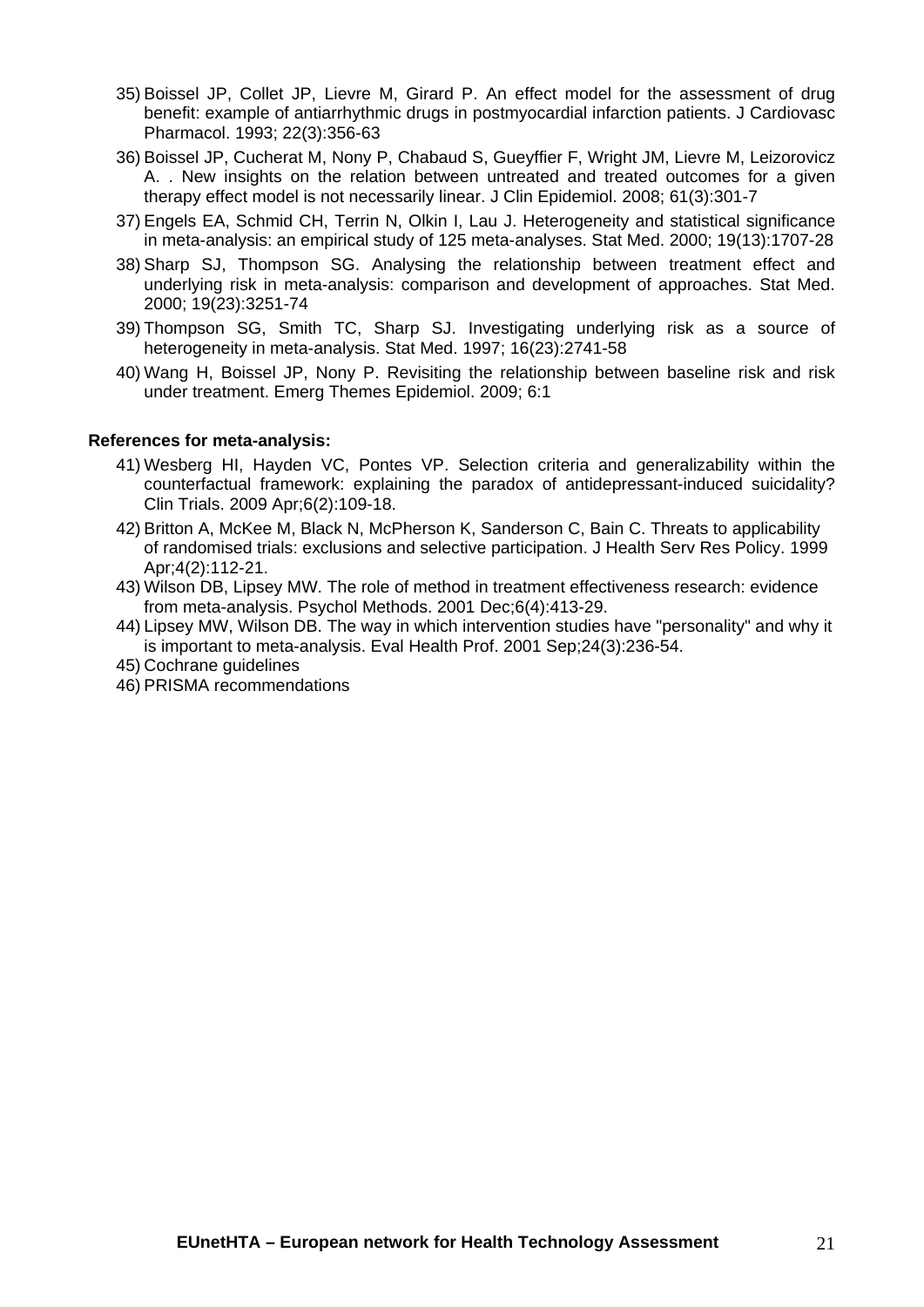35) Boissel JP, Collet JP, Lievre M, Girard P. An effect model for the assessment of drug benefit: example of antiarrhythmic drugs in postmyocardial infarction patients. J Cardiovasc Pharmacol. 1993; 22(3):356-63
36) Boissel JP, Cucherat M, Nony P, Chabaud S, Gueyffier F, Wright JM, Lievre M, Leizorovicz A. . New insights on the relation between untreated and treated outcomes for a given therapy effect model is not necessarily linear. J Clin Epidemiol. 2008; 61(3):301-7
37) Engels EA, Schmid CH, Terrin N, Olkin I, Lau J. Heterogeneity and statistical significance in meta-analysis: an empirical study of 125 meta-analyses. Stat Med. 2000; 19(13):1707-28
38) Sharp SJ, Thompson SG. Analysing the relationship between treatment effect and underlying risk in meta-analysis: comparison and development of approaches. Stat Med. 2000; 19(23):3251-74
39) Thompson SG, Smith TC, Sharp SJ. Investigating underlying risk as a source of heterogeneity in meta-analysis. Stat Med. 1997; 16(23):2741-58
40) Wang H, Boissel JP, Nony P. Revisiting the relationship between baseline risk and risk under treatment. Emerg Themes Epidemiol. 2009; 6:1

**References for meta-analysis:**

41) Wesberg HI, Hayden VC, Pontes VP. Selection criteria and generalizability within the counterfactual framework: explaining the paradox of antidepressant-induced suicidality? Clin Trials. 2009 Apr;6(2):109-18.
42) Britton A, McKee M, Black N, McPherson K, Sanderson C, Bain C. Threats to applicability of randomised trials: exclusions and selective participation. J Health Serv Res Policy. 1999 Apr;4(2):112-21.
43) Wilson DB, Lipsey MW. The role of method in treatment effectiveness research: evidence from meta-analysis. Psychol Methods. 2001 Dec;6(4):413-29.
44) Lipsey MW, Wilson DB. The way in which intervention studies have "personality" and why it is important to meta-analysis. Eval Health Prof. 2001 Sep;24(3):236-54.
45) Cochrane guidelines
46) PRISMA recommendations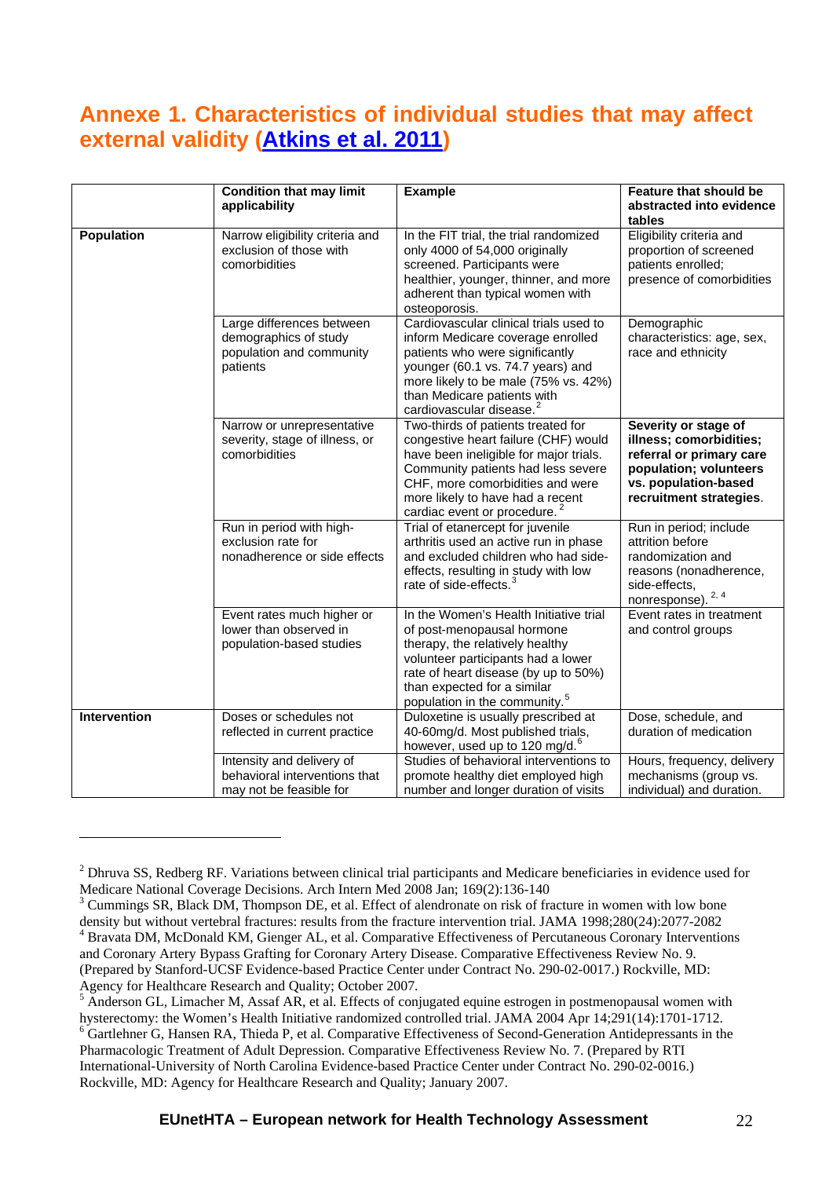# Annexe 1. Characteristics of individual studies that may affect external validity (Atkins et al. 2011)

| | Condition that may limit applicability | Example | Feature that should be abstracted into evidence tables |
|---|---|---|---|
| **Population** | Narrow eligibility criteria and exclusion of those with comorbidities | In the FIT trial, the trial randomized only 4000 of 54,000 originally screened. Participants were healthier, younger, thinner, and more adherent than typical women with osteoporosis. | Eligibility criteria and proportion of screened patients enrolled; presence of comorbidities |
| | Large differences between demographics of study population and community patients | Cardiovascular clinical trials used to inform Medicare coverage enrolled patients who were significantly younger (60.1 vs. 74.7 years) and more likely to be male (75% vs. 42%) than Medicare patients with cardiovascular disease.[2] | Demographic characteristics: age, sex, race and ethnicity |
| | Narrow or unrepresentative severity, stage of illness, or comorbidities | Two-thirds of patients treated for congestive heart failure (CHF) would have been ineligible for major trials. Community patients had less severe CHF, more comorbidities and were more likely to have had a recent cardiac event or procedure.[2] | **Severity or stage of illness; comorbidities; referral or primary care population; volunteers vs. population-based recruitment strategies**. |
| | Run in period with high-exclusion rate for nonadherence or side effects | Trial of etanercept for juvenile arthritis used an active run in phase and excluded children who had side-effects, resulting in study with low rate of side-effects.[3] | Run in period; include attrition before randomization and reasons (nonadherence, side-effects, nonresponse).[2, 4] |
| | Event rates much higher or lower than observed in population-based studies | In the Women's Health Initiative trial of post-menopausal hormone therapy, the relatively healthy volunteer participants had a lower rate of heart disease (by up to 50%) than expected for a similar population in the community.[5] | Event rates in treatment and control groups |
| **Intervention** | Doses or schedules not reflected in current practice | Duloxetine is usually prescribed at 40-60mg/d. Most published trials, however, used up to 120 mg/d.[6] | Dose, schedule, and duration of medication |
| | Intensity and delivery of behavioral interventions that may not be feasible for | Studies of behavioral interventions to promote healthy diet employed high number and longer duration of visits | Hours, frequency, delivery mechanisms (group vs. individual) and duration. |

---

[2] Dhruva SS, Redberg RF. Variations between clinical trial participants and Medicare beneficiaries in evidence used for Medicare National Coverage Decisions. Arch Intern Med 2008 Jan; 169(2):136-140

[3] Cummings SR, Black DM, Thompson DE, et al. Effect of alendronate on risk of fracture in women with low bone density but without vertebral fractures: results from the fracture intervention trial. JAMA 1998;280(24):2077-2082

[4] Bravata DM, McDonald KM, Gienger AL, et al. Comparative Effectiveness of Percutaneous Coronary Interventions and Coronary Artery Bypass Grafting for Coronary Artery Disease. Comparative Effectiveness Review No. 9. (Prepared by Stanford-UCSF Evidence-based Practice Center under Contract No. 290-02-0017.) Rockville, MD: Agency for Healthcare Research and Quality; October 2007.

[5] Anderson GL, Limacher M, Assaf AR, et al. Effects of conjugated equine estrogen in postmenopausal women with hysterectomy: the Women's Health Initiative randomized controlled trial. JAMA 2004 Apr 14;291(14):1701-1712.

[6] Gartlehner G, Hansen RA, Thieda P, et al. Comparative Effectiveness of Second-Generation Antidepressants in the Pharmacologic Treatment of Adult Depression. Comparative Effectiveness Review No. 7. (Prepared by RTI International-University of North Carolina Evidence-based Practice Center under Contract No. 290-02-0016.) Rockville, MD: Agency for Healthcare Research and Quality; January 2007.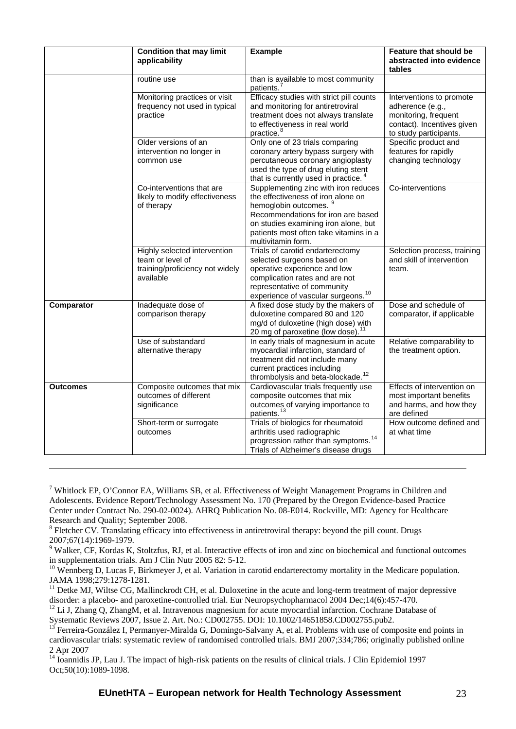| | Condition that may limit applicability | Example | Feature that should be abstracted into evidence tables |
|---|---|---|---|
| | routine use | than is available to most community patients.[7] | |
| | Monitoring practices or visit frequency not used in typical practice | Efficacy studies with strict pill counts and monitoring for antiretroviral treatment does not always translate to effectiveness in real world practice.[8] | Interventions to promote adherence (e.g., monitoring, frequent contact). Incentives given to study participants. |
| | Older versions of an intervention no longer in common use | Only one of 23 trials comparing coronary artery bypass surgery with percutaneous coronary angioplasty used the type of drug eluting stent that is currently used in practice.[4] | Specific product and features for rapidly changing technology |
| | Co-interventions that are likely to modify effectiveness of therapy | Supplementing zinc with iron reduces the effectiveness of iron alone on hemoglobin outcomes.[9] Recommendations for iron are based on studies examining iron alone, but patients most often take vitamins in a multivitamin form. | Co-interventions |
| | Highly selected intervention team or level of training/proficiency not widely available | Trials of carotid endarterectomy selected surgeons based on operative experience and low complication rates and are not representative of community experience of vascular surgeons.[10] | Selection process, training and skill of intervention team. |
| **Comparator** | Inadequate dose of comparison therapy | A fixed dose study by the makers of duloxetine compared 80 and 120 mg/d of duloxetine (high dose) with 20 mg of paroxetine (low dose).[11] | Dose and schedule of comparator, if applicable |
| | Use of substandard alternative therapy | In early trials of magnesium in acute myocardial infarction, standard of treatment did not include many current practices including thrombolysis and beta-blockade.[12] | Relative comparability to the treatment option. |
| **Outcomes** | Composite outcomes that mix outcomes of different significance | Cardiovascular trials frequently use composite outcomes that mix outcomes of varying importance to patients.[13] | Effects of intervention on most important benefits and harms, and how they are defined |
| | Short-term or surrogate outcomes | Trials of biologics for rheumatoid arthritis used radiographic progression rather than symptoms.[14] Trials of Alzheimer's disease drugs | How outcome defined and at what time |

---

[7] Whitlock EP, O'Connor EA, Williams SB, et al. Effectiveness of Weight Management Programs in Children and Adolescents. Evidence Report/Technology Assessment No. 170 (Prepared by the Oregon Evidence-based Practice Center under Contract No. 290-02-0024). AHRQ Publication No. 08-E014. Rockville, MD: Agency for Healthcare Research and Quality; September 2008.

[8] Fletcher CV. Translating efficacy into effectiveness in antiretroviral therapy: beyond the pill count. Drugs 2007;67(14):1969-1979.

[9] Walker, CF, Kordas K, Stoltzfus, RJ, et al. Interactive effects of iron and zinc on biochemical and functional outcomes in supplementation trials. Am J Clin Nutr 2005 82: 5-12.

[10] Wennberg D, Lucas F, Birkmeyer J, et al. Variation in carotid endarterectomy mortality in the Medicare population. JAMA 1998;279:1278-1281.

[11] Detke MJ, Wiltse CG, Mallinckrodt CH, et al. Duloxetine in the acute and long-term treatment of major depressive disorder: a placebo- and paroxetine-controlled trial. Eur Neuropsychopharmacol 2004 Dec;14(6):457-470.

[12] Li J, Zhang Q, ZhangM, et al. Intravenous magnesium for acute myocardial infarction. Cochrane Database of Systematic Reviews 2007, Issue 2. Art. No.: CD002755. DOI: 10.1002/14651858.CD002755.pub2.

[13] Ferreira-González I, Permanyer-Miralda G, Domingo-Salvany A, et al. Problems with use of composite end points in cardiovascular trials: systematic review of randomised controlled trials. BMJ 2007;334;786; originally published online 2 Apr 2007

[14] Ioannidis JP, Lau J. The impact of high-risk patients on the results of clinical trials. J Clin Epidemiol 1997 Oct;50(10):1089-1098.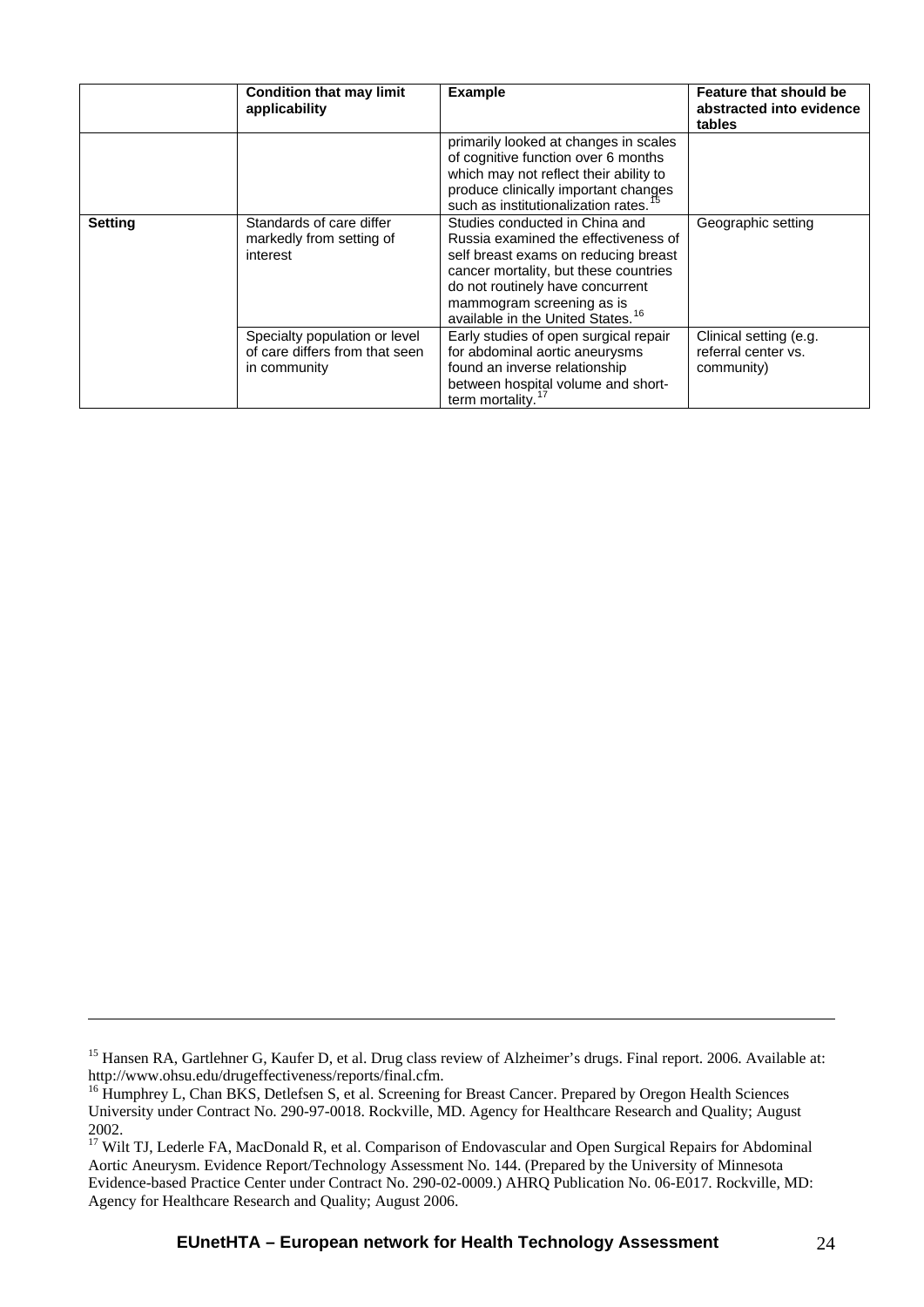| | Condition that may limit applicability | Example | Feature that should be abstracted into evidence tables |
|---|---|---|---|
| | | primarily looked at changes in scales of cognitive function over 6 months which may not reflect their ability to produce clinically important changes such as institutionalization rates.[15] | |
| **Setting** | Standards of care differ markedly from setting of interest | Studies conducted in China and Russia examined the effectiveness of self breast exams on reducing breast cancer mortality, but these countries do not routinely have concurrent mammogram screening as is available in the United States.[16] | Geographic setting |
| | Specialty population or level of care differs from that seen in community | Early studies of open surgical repair for abdominal aortic aneurysms found an inverse relationship between hospital volume and short-term mortality.[17] | Clinical setting (e.g. referral center vs. community) |

[15] Hansen RA, Gartlehner G, Kaufer D, et al. Drug class review of Alzheimer's drugs. Final report. 2006. Available at: http://www.ohsu.edu/drugeffectiveness/reports/final.cfm.

[16] Humphrey L, Chan BKS, Detlefsen S, et al. Screening for Breast Cancer. Prepared by Oregon Health Sciences University under Contract No. 290-97-0018. Rockville, MD. Agency for Healthcare Research and Quality; August 2002.

[17] Wilt TJ, Lederle FA, MacDonald R, et al. Comparison of Endovascular and Open Surgical Repairs for Abdominal Aortic Aneurysm. Evidence Report/Technology Assessment No. 144. (Prepared by the University of Minnesota Evidence-based Practice Center under Contract No. 290-02-0009.) AHRQ Publication No. 06-E017. Rockville, MD: Agency for Healthcare Research and Quality; August 2006.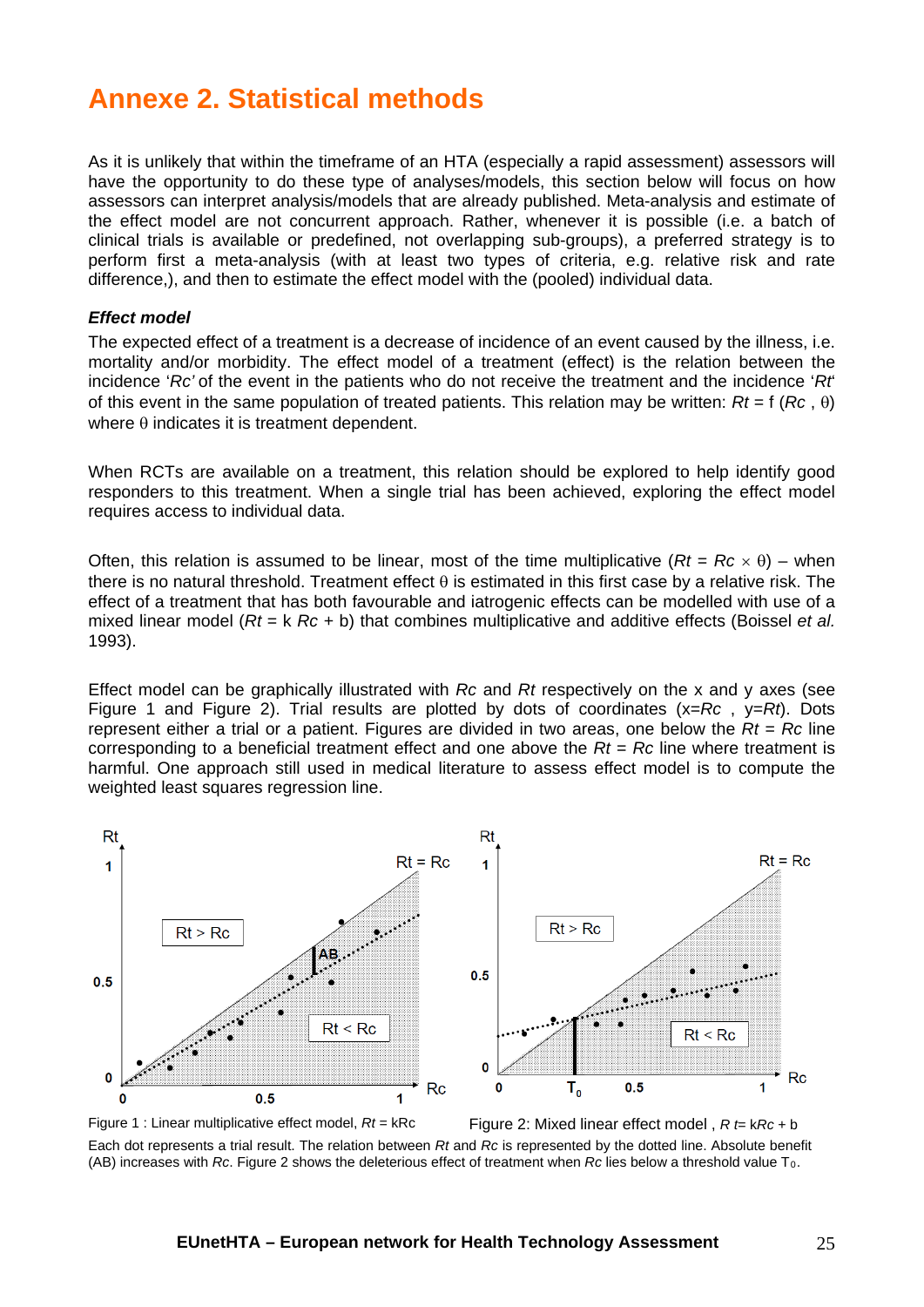# Annexe 2. Statistical methods

As it is unlikely that within the timeframe of an HTA (especially a rapid assessment) assessors will have the opportunity to do these type of analyses/models, this section below will focus on how assessors can interpret analysis/models that are already published. Meta-analysis and estimate of the effect model are not concurrent approach. Rather, whenever it is possible (i.e. a batch of clinical trials is available or predefined, not overlapping sub-groups), a preferred strategy is to perform first a meta-analysis (with at least two types of criteria, e.g. relative risk and rate difference,), and then to estimate the effect model with the (pooled) individual data.

***Effect model***

The expected effect of a treatment is a decrease of incidence of an event caused by the illness, i.e. mortality and/or morbidity. The effect model of a treatment (effect) is the relation between the incidence '*Rc'* of the event in the patients who do not receive the treatment and the incidence '*Rt*' of this event in the same population of treated patients. This relation may be written: $Rt = f(Rc, \theta)$ where $\theta$ indicates it is treatment dependent.

When RCTs are available on a treatment, this relation should be explored to help identify good responders to this treatment. When a single trial has been achieved, exploring the effect model requires access to individual data.

Often, this relation is assumed to be linear, most of the time multiplicative ($Rt = Rc \times \theta$) – when there is no natural threshold. Treatment effect $\theta$ is estimated in this first case by a relative risk. The effect of a treatment that has both favourable and iatrogenic effects can be modelled with use of a mixed linear model ($Rt = k\,Rc + b$) that combines multiplicative and additive effects (Boissel *et al.* 1993).

Effect model can be graphically illustrated with *Rc* and *Rt* respectively on the x and y axes (see Figure 1 and Figure 2). Trial results are plotted by dots of coordinates (x=*Rc* , y=*Rt*). Dots represent either a trial or a patient. Figures are divided in two areas, one below the $Rt = Rc$ line corresponding to a beneficial treatment effect and one above the $Rt = Rc$ line where treatment is harmful. One approach still used in medical literature to assess effect model is to compute the weighted least squares regression line.

Figure 1 : Linear multiplicative effect model, $Rt = kRc$

Figure 2: Mixed linear effect model , $Rt = kRc + b$

Each dot represents a trial result. The relation between *Rt* and *Rc* is represented by the dotted line. Absolute benefit (AB) increases with *Rc*. Figure 2 shows the deleterious effect of treatment when *Rc* lies below a threshold value $T_0$.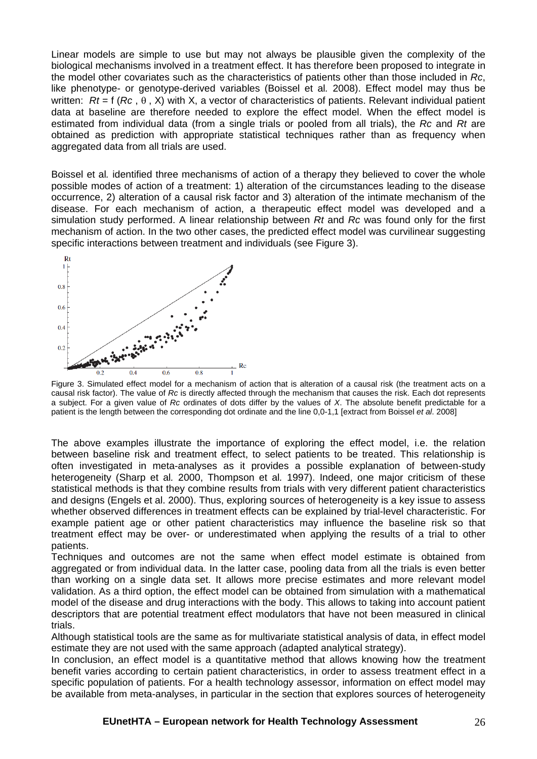Linear models are simple to use but may not always be plausible given the complexity of the biological mechanisms involved in a treatment effect. It has therefore been proposed to integrate in the model other covariates such as the characteristics of patients other than those included in *Rc*, like phenotype- or genotype-derived variables (Boissel et al*.* 2008). Effect model may thus be written: $Rt = f(Rc, \theta, X)$ with X, a vector of characteristics of patients. Relevant individual patient data at baseline are therefore needed to explore the effect model. When the effect model is estimated from individual data (from a single trials or pooled from all trials), the *Rc* and *Rt* are obtained as prediction with appropriate statistical techniques rather than as frequency when aggregated data from all trials are used.

Boissel et al*.* identified three mechanisms of action of a therapy they believed to cover the whole possible modes of action of a treatment: 1) alteration of the circumstances leading to the disease occurrence, 2) alteration of a causal risk factor and 3) alteration of the intimate mechanism of the disease. For each mechanism of action, a therapeutic effect model was developed and a simulation study performed. A linear relationship between *Rt* and *Rc* was found only for the first mechanism of action. In the two other cases, the predicted effect model was curvilinear suggesting specific interactions between treatment and individuals (see Figure 3).

Figure 3. Simulated effect model for a mechanism of action that is alteration of a causal risk (the treatment acts on a causal risk factor). The value of *Rc* is directly affected through the mechanism that causes the risk. Each dot represents a subject. For a given value of *Rc* ordinates of dots differ by the values of *X*. The absolute benefit predictable for a patient is the length between the corresponding dot ordinate and the line 0,0-1,1 [extract from Boissel *et al*. 2008]

The above examples illustrate the importance of exploring the effect model, i.e. the relation between baseline risk and treatment effect, to select patients to be treated. This relationship is often investigated in meta-analyses as it provides a possible explanation of between-study heterogeneity (Sharp et al*.* 2000, Thompson et al*.* 1997). Indeed, one major criticism of these statistical methods is that they combine results from trials with very different patient characteristics and designs (Engels et al. 2000). Thus, exploring sources of heterogeneity is a key issue to assess whether observed differences in treatment effects can be explained by trial-level characteristic. For example patient age or other patient characteristics may influence the baseline risk so that treatment effect may be over- or underestimated when applying the results of a trial to other patients.

Techniques and outcomes are not the same when effect model estimate is obtained from aggregated or from individual data. In the latter case, pooling data from all the trials is even better than working on a single data set. It allows more precise estimates and more relevant model validation. As a third option, the effect model can be obtained from simulation with a mathematical model of the disease and drug interactions with the body. This allows to taking into account patient descriptors that are potential treatment effect modulators that have not been measured in clinical trials.

Although statistical tools are the same as for multivariate statistical analysis of data, in effect model estimate they are not used with the same approach (adapted analytical strategy).

In conclusion, an effect model is a quantitative method that allows knowing how the treatment benefit varies according to certain patient characteristics, in order to assess treatment effect in a specific population of patients. For a health technology assessor, information on effect model may be available from meta-analyses, in particular in the section that explores sources of heterogeneity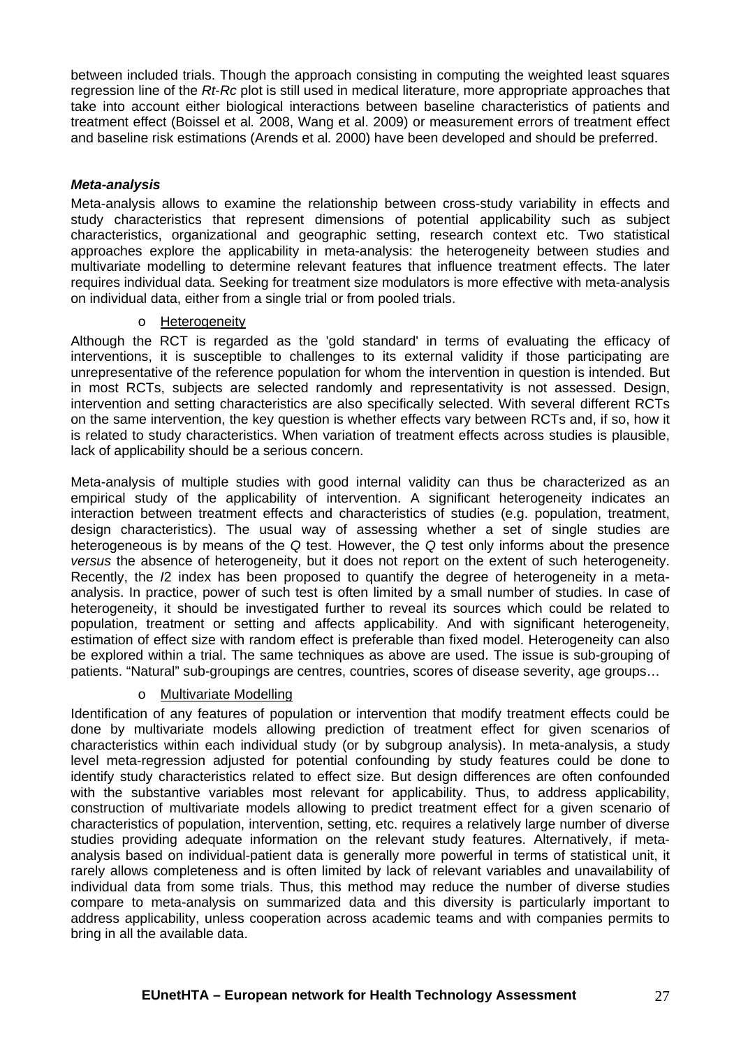between included trials. Though the approach consisting in computing the weighted least squares regression line of the *Rt-Rc* plot is still used in medical literature, more appropriate approaches that take into account either biological interactions between baseline characteristics of patients and treatment effect (Boissel et al*.* 2008, Wang et al. 2009) or measurement errors of treatment effect and baseline risk estimations (Arends et al*.* 2000) have been developed and should be preferred.

***Meta-analysis***

Meta-analysis allows to examine the relationship between cross-study variability in effects and study characteristics that represent dimensions of potential applicability such as subject characteristics, organizational and geographic setting, research context etc. Two statistical approaches explore the applicability in meta-analysis: the heterogeneity between studies and multivariate modelling to determine relevant features that influence treatment effects. The later requires individual data. Seeking for treatment size modulators is more effective with meta-analysis on individual data, either from a single trial or from pooled trials.

- Heterogeneity

Although the RCT is regarded as the 'gold standard' in terms of evaluating the efficacy of interventions, it is susceptible to challenges to its external validity if those participating are unrepresentative of the reference population for whom the intervention in question is intended. But in most RCTs, subjects are selected randomly and representativity is not assessed. Design, intervention and setting characteristics are also specifically selected. With several different RCTs on the same intervention, the key question is whether effects vary between RCTs and, if so, how it is related to study characteristics. When variation of treatment effects across studies is plausible, lack of applicability should be a serious concern.

Meta-analysis of multiple studies with good internal validity can thus be characterized as an empirical study of the applicability of intervention. A significant heterogeneity indicates an interaction between treatment effects and characteristics of studies (e.g. population, treatment, design characteristics). The usual way of assessing whether a set of single studies are heterogeneous is by means of the $Q$ test. However, the $Q$ test only informs about the presence *versus* the absence of heterogeneity, but it does not report on the extent of such heterogeneity. Recently, the $I2$ index has been proposed to quantify the degree of heterogeneity in a meta-analysis. In practice, power of such test is often limited by a small number of studies. In case of heterogeneity, it should be investigated further to reveal its sources which could be related to population, treatment or setting and affects applicability. And with significant heterogeneity, estimation of effect size with random effect is preferable than fixed model. Heterogeneity can also be explored within a trial. The same techniques as above are used. The issue is sub-grouping of patients. "Natural" sub-groupings are centres, countries, scores of disease severity, age groups…

- Multivariate Modelling

Identification of any features of population or intervention that modify treatment effects could be done by multivariate models allowing prediction of treatment effect for given scenarios of characteristics within each individual study (or by subgroup analysis). In meta-analysis, a study level meta-regression adjusted for potential confounding by study features could be done to identify study characteristics related to effect size. But design differences are often confounded with the substantive variables most relevant for applicability. Thus, to address applicability, construction of multivariate models allowing to predict treatment effect for a given scenario of characteristics of population, intervention, setting, etc. requires a relatively large number of diverse studies providing adequate information on the relevant study features. Alternatively, if meta-analysis based on individual-patient data is generally more powerful in terms of statistical unit, it rarely allows completeness and is often limited by lack of relevant variables and unavailability of individual data from some trials. Thus, this method may reduce the number of diverse studies compare to meta-analysis on summarized data and this diversity is particularly important to address applicability, unless cooperation across academic teams and with companies permits to bring in all the available data.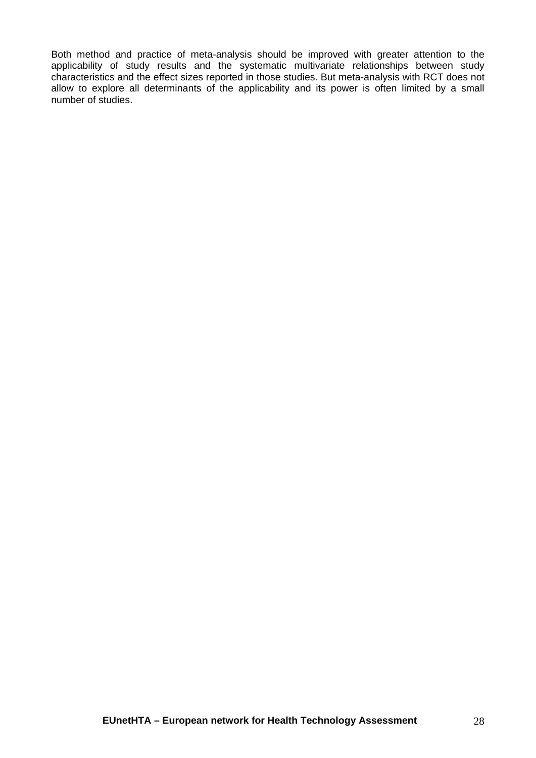Both method and practice of meta-analysis should be improved with greater attention to the applicability of study results and the systematic multivariate relationships between study characteristics and the effect sizes reported in those studies. But meta-analysis with RCT does not allow to explore all determinants of the applicability and its power is often limited by a small number of studies.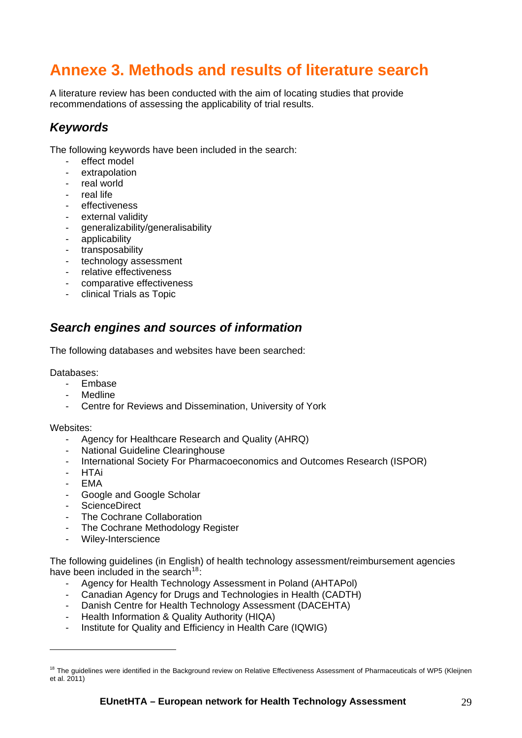# Annexe 3. Methods and results of literature search

A literature review has been conducted with the aim of locating studies that provide recommendations of assessing the applicability of trial results.

## *Keywords*

The following keywords have been included in the search:

- effect model
- extrapolation
- real world
- real life
- effectiveness
- external validity
- generalizability/generalisability
- applicability
- transposability
- technology assessment
- relative effectiveness
- comparative effectiveness
- clinical Trials as Topic

## *Search engines and sources of information*

The following databases and websites have been searched:

Databases:

- Embase
- Medline
- Centre for Reviews and Dissemination, University of York

Websites:

- Agency for Healthcare Research and Quality (AHRQ)
- National Guideline Clearinghouse
- International Society For Pharmacoeconomics and Outcomes Research (ISPOR)
- HTAi
- EMA
- Google and Google Scholar
- ScienceDirect
- The Cochrane Collaboration
- The Cochrane Methodology Register
- Wiley-Interscience

The following guidelines (in English) of health technology assessment/reimbursement agencies have been included in the search[18]:

- Agency for Health Technology Assessment in Poland (AHTAPol)
- Canadian Agency for Drugs and Technologies in Health (CADTH)
- Danish Centre for Health Technology Assessment (DACEHTA)
- Health Information & Quality Authority (HIQA)
- Institute for Quality and Efficiency in Health Care (IQWIG)

---

[18] The guidelines were identified in the Background review on Relative Effectiveness Assessment of Pharmaceuticals of WP5 (Kleijnen et al. 2011)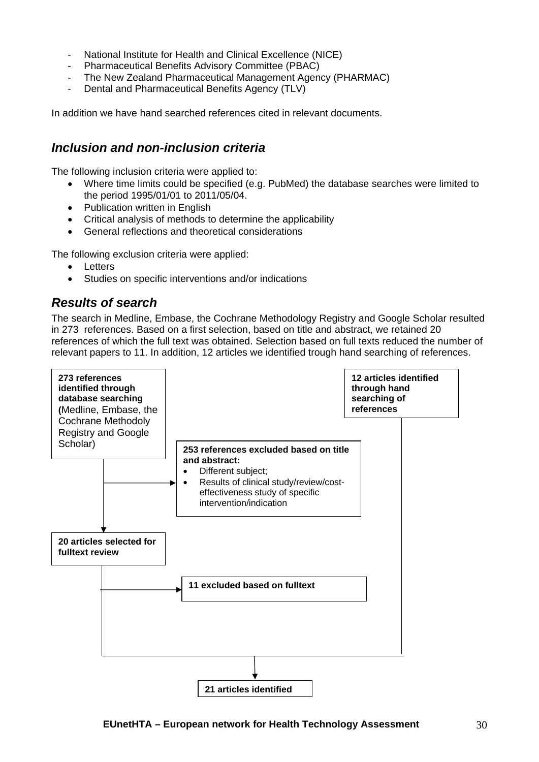- National Institute for Health and Clinical Excellence (NICE)
- Pharmaceutical Benefits Advisory Committee (PBAC)
- The New Zealand Pharmaceutical Management Agency (PHARMAC)
- Dental and Pharmaceutical Benefits Agency (TLV)

In addition we have hand searched references cited in relevant documents.

## *Inclusion and non-inclusion criteria*

The following inclusion criteria were applied to:

- Where time limits could be specified (e.g. PubMed) the database searches were limited to the period 1995/01/01 to 2011/05/04.
- Publication written in English
- Critical analysis of methods to determine the applicability
- General reflections and theoretical considerations

The following exclusion criteria were applied:

- Letters
- Studies on specific interventions and/or indications

## *Results of search*

The search in Medline, Embase, the Cochrane Methodology Registry and Google Scholar resulted in 273 references. Based on a first selection, based on title and abstract, we retained 20 references of which the full text was obtained. Selection based on full texts reduced the number of relevant papers to 11. In addition, 12 articles we identified trough hand searching of references.

**273 references identified through database searching (**Medline, Embase, the Cochrane Methodoly Registry and Google Scholar)

→ **253 references excluded based on title and abstract:**
- Different subject;
- Results of clinical study/review/cost-effectiveness study of specific intervention/indication

↓

**20 articles selected for fulltext review**

→ **11 excluded based on fulltext**

**12 articles identified through hand searching of references**

↓

**21 articles identified**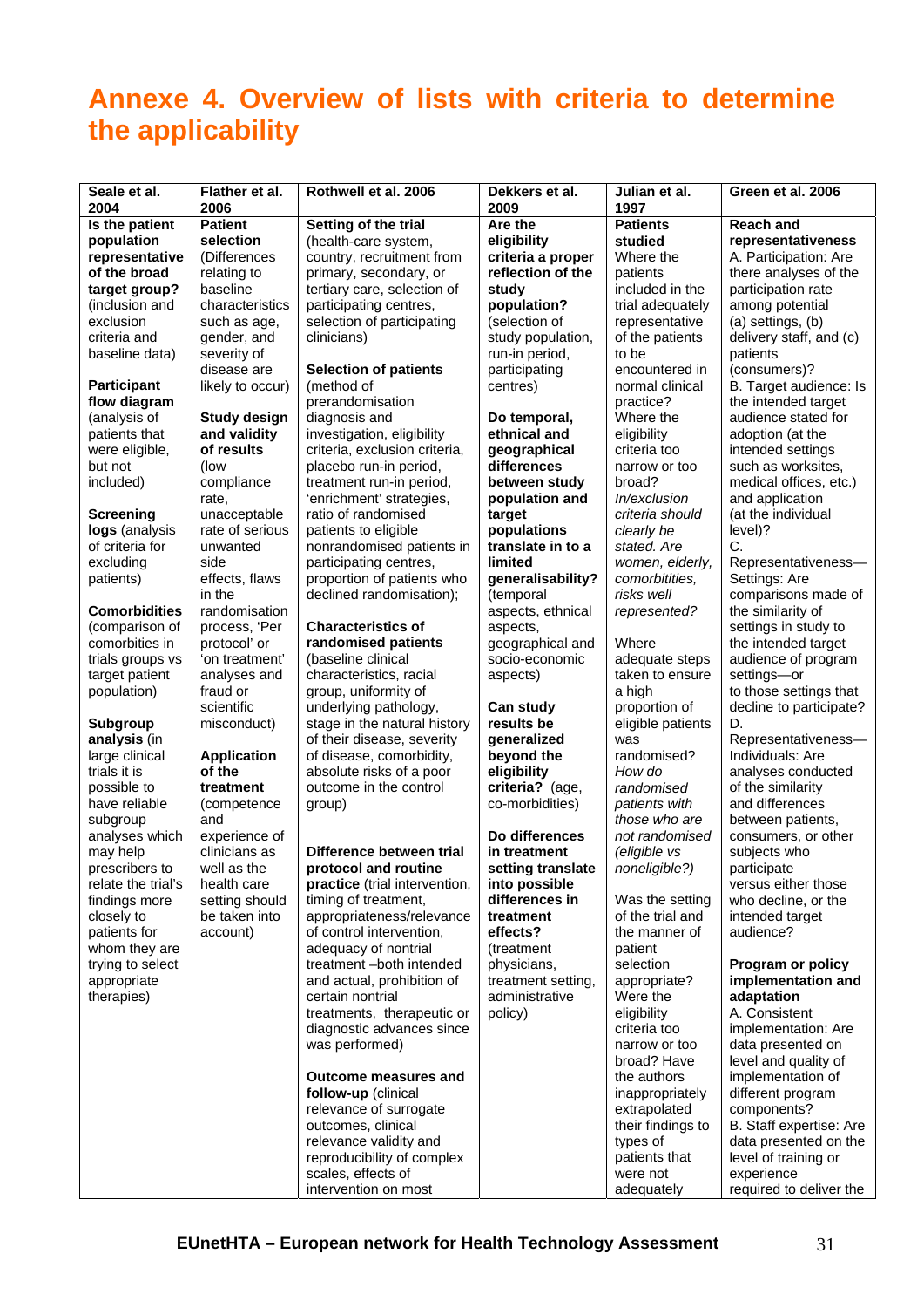# Annexe 4. Overview of lists with criteria to determine the applicability

| Seale et al. 2004 | Flather et al. 2006 | Rothwell et al. 2006 | Dekkers et al. 2009 | Julian et al. 1997 | Green et al. 2006 |
|---|---|---|---|---|---|
| **Is the patient population representative of the broad target group?** (inclusion and exclusion criteria and baseline data)<br><br>**Participant flow diagram** (analysis of patients that were eligible, but not included)<br><br>**Screening logs** (analysis of criteria for excluding patients)<br><br>**Comorbidities** (comparison of comorbities in trials groups vs target patient population)<br><br>**Subgroup analysis** (in large clinical trials it is possible to have reliable subgroup analyses which may help prescribers to relate the trial's findings more closely to patients for whom they are trying to select appropriate therapies) | **Patient selection** (Differences relating to baseline characteristics such as age, gender, and severity of disease are likely to occur)<br><br>**Study design and validity of results** (low compliance rate, unacceptable rate of serious unwanted side effects, flaws in the randomisation process, 'Per protocol' or 'on treatment' analyses and fraud or scientific misconduct)<br><br>**Application of the treatment** (competence and experience of clinicians as well as the health care setting should be taken into account) | **Setting of the trial** (health-care system, country, recruitment from primary, secondary, or tertiary care, selection of participating centres, selection of participating clinicians)<br><br>**Selection of patients** (method of prerandomisation diagnosis and investigation, eligibility criteria, exclusion criteria, placebo run-in period, treatment run-in period, 'enrichment' strategies, ratio of randomised patients to eligible nonrandomised patients in participating centres, proportion of patients who declined randomisation);<br><br>**Characteristics of randomised patients** (baseline clinical characteristics, racial group, uniformity of underlying pathology, stage in the natural history of their disease, severity of disease, comorbidity, absolute risks of a poor outcome in the control group)<br><br>**Difference between trial protocol and routine practice** (trial intervention, timing of treatment, appropriateness/relevance of control intervention, adequacy of nontrial treatment –both intended and actual, prohibition of certain nontrial treatments, therapeutic or diagnostic advances since was performed)<br><br>**Outcome measures and follow-up** (clinical relevance of surrogate outcomes, clinical relevance validity and reproducibility of complex scales, effects of intervention on most | **Are the eligibility criteria a proper reflection of the study population?** (selection of study population, run-in period, participating centres)<br><br>**Do temporal, ethnical and geographical differences between study population and target populations translate in to a limited generalisability?** (temporal aspects, ethnical aspects, geographical and socio-economic aspects)<br><br>**Can study results be generalized beyond the eligibility criteria?** (age, co-morbidities)<br><br>**Do differences in treatment setting translate into possible differences in treatment effects?** (treatment physicians, treatment setting, administrative policy) | **Patients studied** Where the patients included in the trial adequately representative of the patients to be encountered in normal clinical practice? Where the eligibility criteria too narrow or too broad? *In/exclusion criteria should clearly be stated. Are women, elderly, comorbitities, risks well represented?*<br><br>Where adequate steps taken to ensure a high proportion of eligible patients was randomised? *How do randomised patients with those who are not randomised (eligible vs noneligible?)*<br><br>Was the setting of the trial and the manner of the patient selection appropriate? Were the eligibility criteria too narrow or too broad? Have the authors inappropriately extrapolated their findings to types of patients that were not adequately | **Reach and representativeness**<br>A. Participation: Are there analyses of the participation rate among potential (a) settings, (b) delivery staff, and (c) patients (consumers)?<br>B. Target audience: Is the intended target audience stated for adoption (at the intended settings such as worksites, medical offices, etc.) and application (at the individual level)?<br>C. Representativeness—Settings: Are comparisons made of the similarity of settings in study to the intended target audience of program settings—or to those settings that decline to participate?<br>D. Representativeness—Individuals: Are analyses conducted of the similarity and differences between patients, consumers, or other subjects who participate versus either those who decline, or the intended target audience?<br><br>**Program or policy implementation and adaptation**<br>A. Consistent implementation: Are data presented on level and quality of implementation of different program components?<br>B. Staff expertise: Are data presented on the level of training or experience required to deliver the |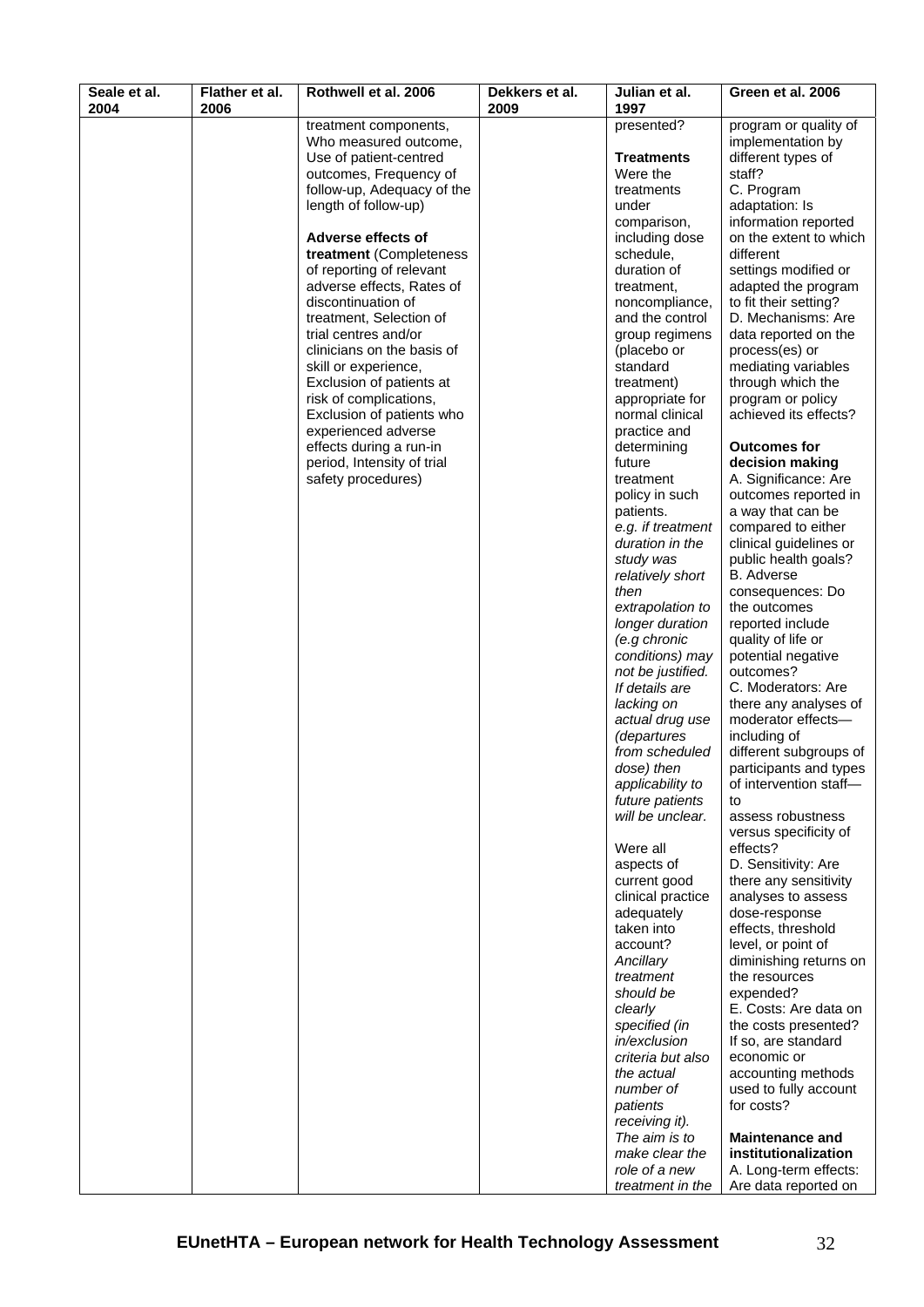| Seale et al. 2004 | Flather et al. 2006 | Rothwell et al. 2006 | Dekkers et al. 2009 | Julian et al. 1997 | Green et al. 2006 |
|---|---|---|---|---|---|
| | | treatment components, Who measured outcome, Use of patient-centred outcomes, Frequency of follow-up, Adequacy of the length of follow-up)<br><br>**Adverse effects of treatment** (Completeness of reporting of relevant adverse effects, Rates of discontinuation of treatment, Selection of trial centres and/or clinicians on the basis of skill or experience, Exclusion of patients at risk of complications, Exclusion of patients who experienced adverse effects during a run-in period, Intensity of trial safety procedures) | | presented?<br><br>**Treatments**<br>Were the treatments under comparison, including dose schedule, duration of treatment, noncompliance, and the control group regimens (placebo or standard treatment) appropriate for normal clinical practice and determining future treatment policy in such patients.<br>*e.g. if treatment duration in the study was relatively short then extrapolation to longer duration (e.g chronic conditions) may not be justified. If details are lacking on actual drug use (departures from scheduled dose) then applicability to future patients will be unclear.*<br><br>Were all aspects of current good clinical practice adequately taken into account?<br>*Ancillary treatment should be clearly specified (in in/exclusion criteria but also the actual number of patients receiving it). The aim is to make clear the role of a new treatment in the* | program or quality of implementation by different types of staff?<br>C. Program adaptation: Is information reported on the extent to which different settings modified or adapted the program to fit their setting?<br>D. Mechanisms: Are data reported on the process(es) or mediating variables through which the program or policy achieved its effects?<br><br>**Outcomes for decision making**<br>A. Significance: Are outcomes reported in a way that can be compared to either clinical guidelines or public health goals?<br>B. Adverse consequences: Do the outcomes reported include quality of life or potential negative outcomes?<br>C. Moderators: Are there any analyses of moderator effects—including of different subgroups of participants and types of intervention staff—to assess robustness versus specificity of effects?<br>D. Sensitivity: Are there any sensitivity analyses to assess dose-response effects, threshold level, or point of diminishing returns on the resources expended?<br>E. Costs: Are data on the costs presented? If so, are standard economic or accounting methods used to fully account for costs?<br><br>**Maintenance and institutionalization**<br>A. Long-term effects: Are data reported on |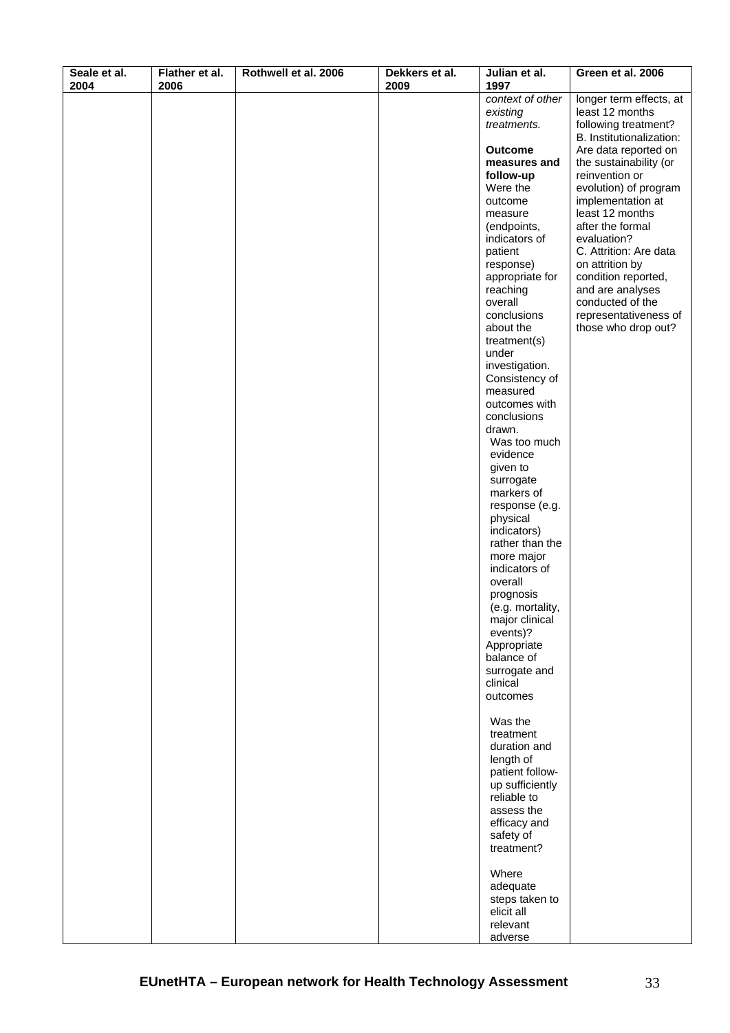| Seale et al. 2004 | Flather et al. 2006 | Rothwell et al. 2006 | Dekkers et al. 2009 | Julian et al. 1997 | Green et al. 2006 |
|---|---|---|---|---|---|
| | | | | *context of other existing treatments.*<br><br>**Outcome measures and follow-up**<br>Were the outcome measure (endpoints, indicators of patient response) appropriate for reaching overall conclusions about the treatment(s) under investigation. Consistency of measured outcomes with conclusions drawn.<br>Was too much evidence given to surrogate markers of response (e.g. physical indicators) rather than the more major indicators of overall prognosis (e.g. mortality, major clinical events)?<br>Appropriate balance of surrogate and clinical outcomes<br><br>Was the treatment duration and length of patient follow-up sufficiently reliable to assess the efficacy and safety of treatment?<br><br>Where adequate steps taken to elicit all relevant adverse | longer term effects, at least 12 months following treatment?<br>B. Institutionalization: Are data reported on the sustainability (or reinvention or evolution) of program implementation at least 12 months after the formal evaluation?<br>C. Attrition: Are data on attrition by condition reported, and are analyses conducted of the representativeness of those who drop out? |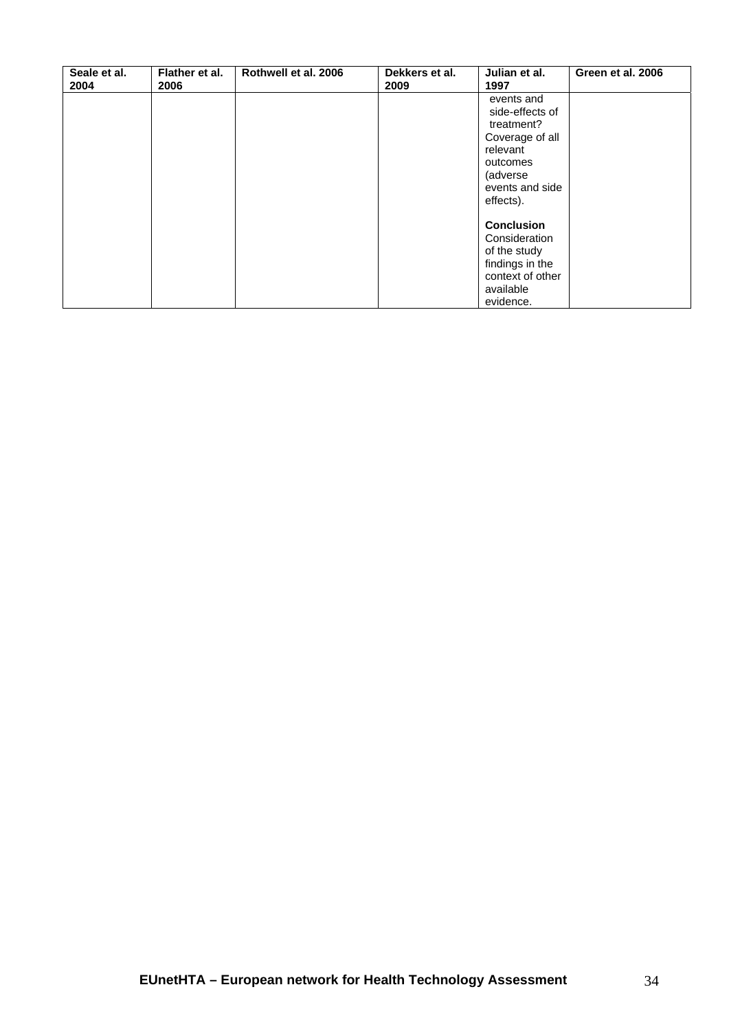| Seale et al. 2004 | Flather et al. 2006 | Rothwell et al. 2006 | Dekkers et al. 2009 | Julian et al. 1997 | Green et al. 2006 |
|---|---|---|---|---|---|
| | | | | events and side-effects of treatment? Coverage of all relevant outcomes (adverse events and side effects).<br><br>**Conclusion** Consideration of the study findings in the context of other available evidence. | |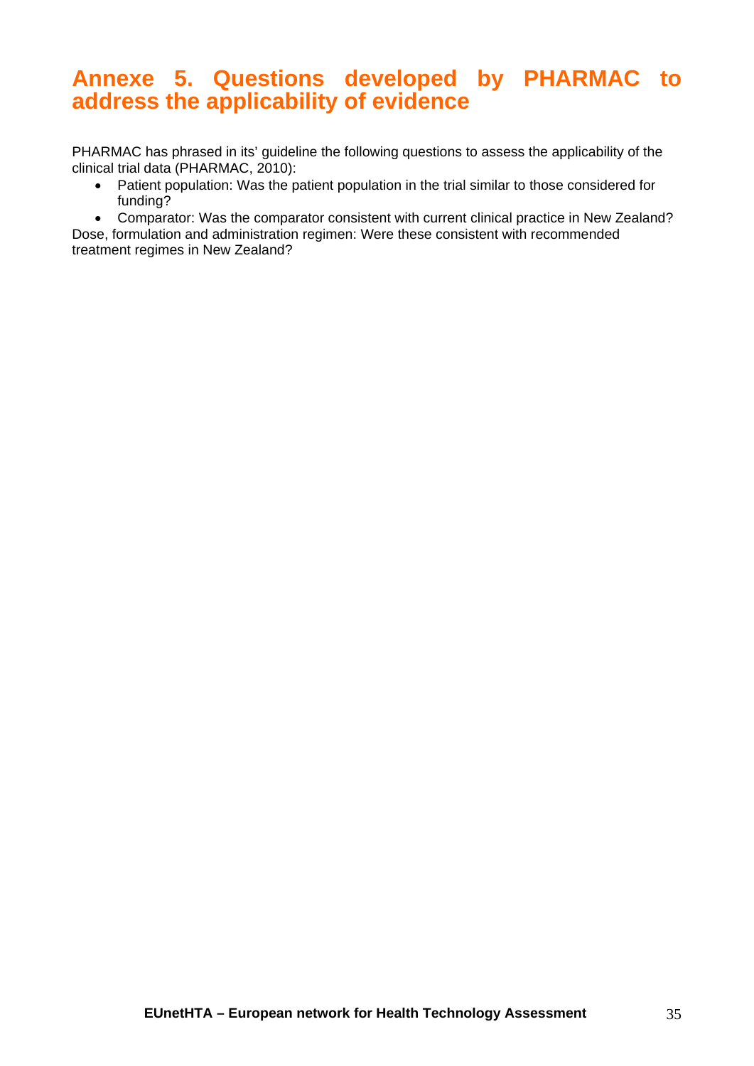# Annexe 5. Questions developed by PHARMAC to address the applicability of evidence

PHARMAC has phrased in its' guideline the following questions to assess the applicability of the clinical trial data (PHARMAC, 2010):

- Patient population: Was the patient population in the trial similar to those considered for funding?
- Comparator: Was the comparator consistent with current clinical practice in New Zealand?

Dose, formulation and administration regimen: Were these consistent with recommended treatment regimes in New Zealand?